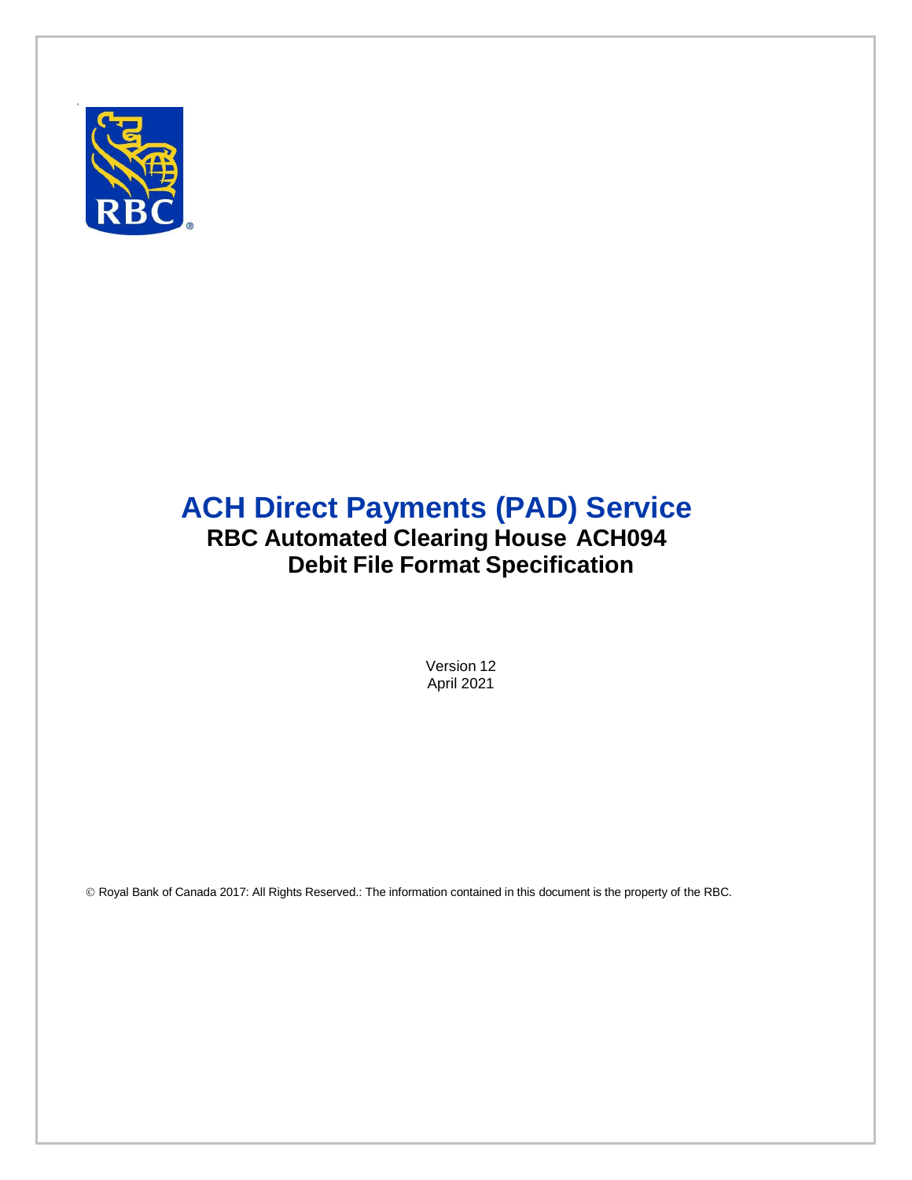# ACH Direct Payments (PAD) Service

## RBC Automated Clearing House ACH094

## Debit File Format Specification

Version 12
April 2021

© Royal Bank of Canada 2017: All Rights Reserved.: The information contained in this document is the property of the RBC.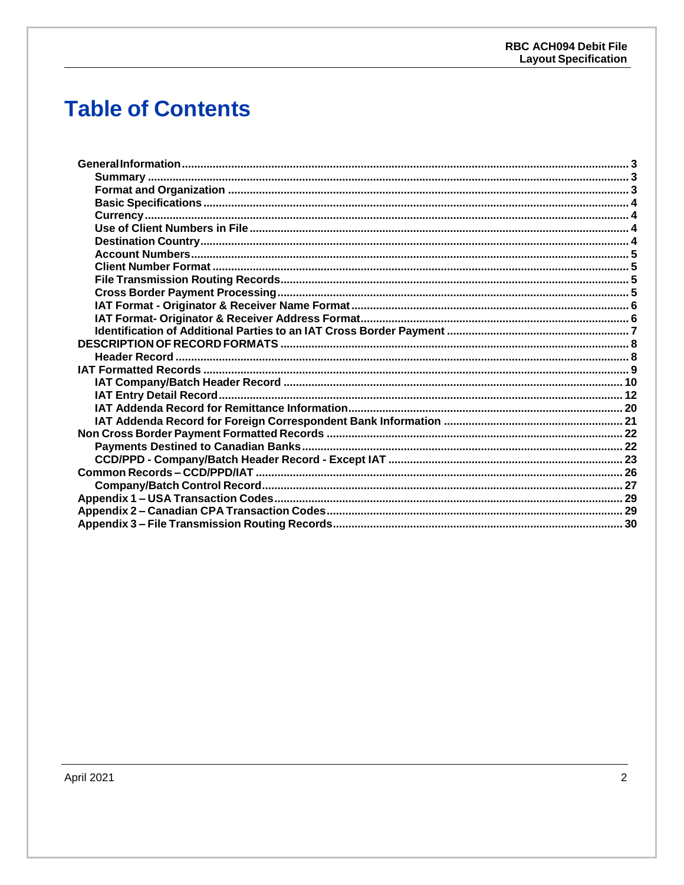# Table of Contents

- General Information ... 3
  - Summary ... 3
  - Format and Organization ... 3
  - Basic Specifications ... 4
  - Currency ... 4
  - Use of Client Numbers in File ... 4
  - Destination Country ... 4
  - Account Numbers ... 5
  - Client Number Format ... 5
  - File Transmission Routing Records ... 5
  - Cross Border Payment Processing ... 5
  - IAT Format - Originator & Receiver Name Format ... 6
  - IAT Format- Originator & Receiver Address Format ... 6
  - Identification of Additional Parties to an IAT Cross Border Payment ... 7
- DESCRIPTION OF RECORD FORMATS ... 8
  - Header Record ... 8
- IAT Formatted Records ... 9
  - IAT Company/Batch Header Record ... 10
  - IAT Entry Detail Record ... 12
  - IAT Addenda Record for Remittance Information ... 20
  - IAT Addenda Record for Foreign Correspondent Bank Information ... 21
- Non Cross Border Payment Formatted Records ... 22
  - Payments Destined to Canadian Banks ... 22
  - CCD/PPD - Company/Batch Header Record - Except IAT ... 23
- Common Records – CCD/PPD/IAT ... 26
  - Company/Batch Control Record ... 27
- Appendix 1 – USA Transaction Codes ... 29
- Appendix 2 – Canadian CPA Transaction Codes ... 29
- Appendix 3 – File Transmission Routing Records ... 30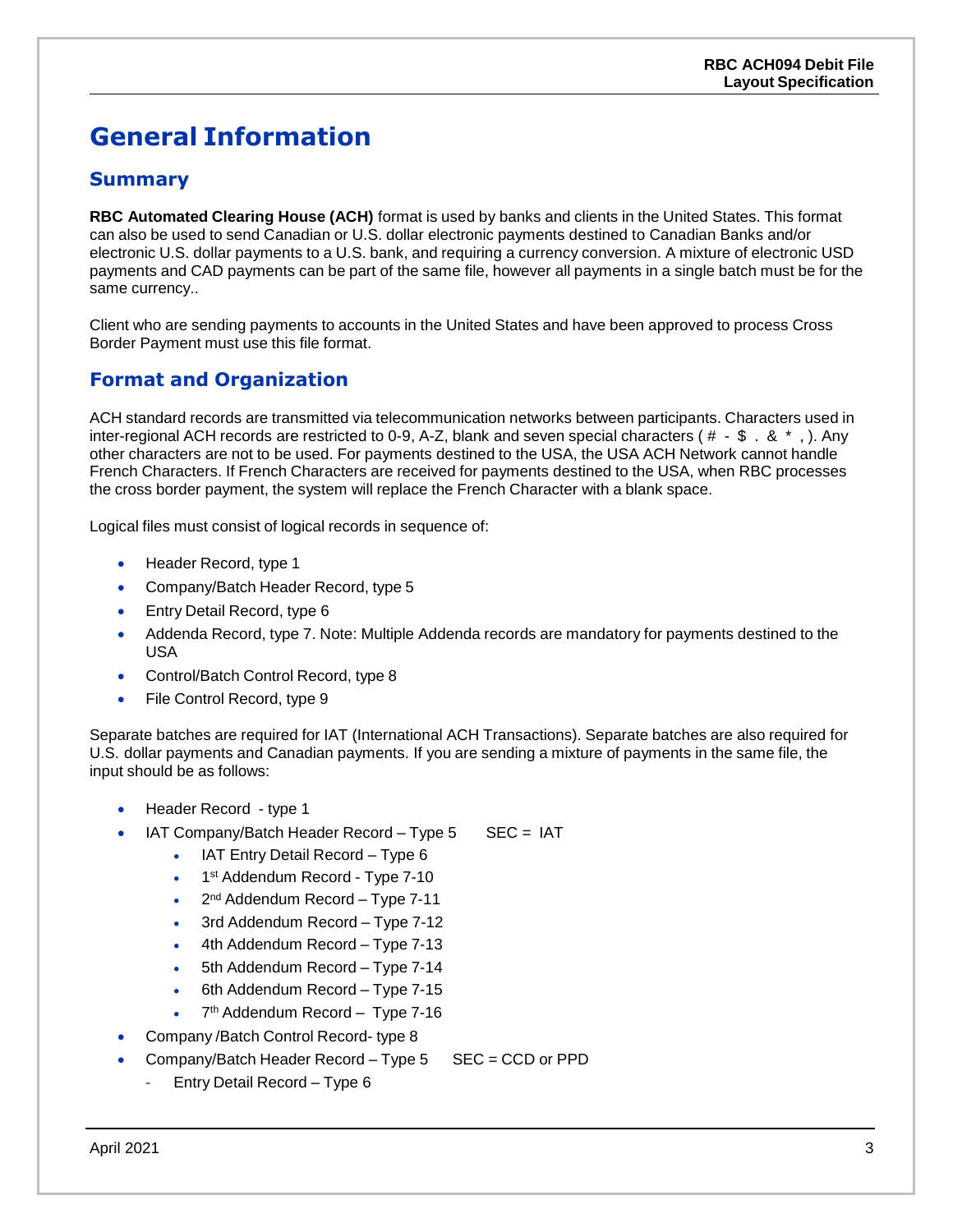# General Information

## Summary

**RBC Automated Clearing House (ACH)** format is used by banks and clients in the United States. This format can also be used to send Canadian or U.S. dollar electronic payments destined to Canadian Banks and/or electronic U.S. dollar payments to a U.S. bank, and requiring a currency conversion. A mixture of electronic USD payments and CAD payments can be part of the same file, however all payments in a single batch must be for the same currency..

Client who are sending payments to accounts in the United States and have been approved to process Cross Border Payment must use this file format.

## Format and Organization

ACH standard records are transmitted via telecommunication networks between participants. Characters used in inter-regional ACH records are restricted to 0-9, A-Z, blank and seven special characters ( # - $ . & * , ). Any other characters are not to be used. For payments destined to the USA, the USA ACH Network cannot handle French Characters. If French Characters are received for payments destined to the USA, when RBC processes the cross border payment, the system will replace the French Character with a blank space.

Logical files must consist of logical records in sequence of:

- Header Record, type 1
- Company/Batch Header Record, type 5
- Entry Detail Record, type 6
- Addenda Record, type 7. Note: Multiple Addenda records are mandatory for payments destined to the USA
- Control/Batch Control Record, type 8
- File Control Record, type 9

Separate batches are required for IAT (International ACH Transactions). Separate batches are also required for U.S. dollar payments and Canadian payments. If you are sending a mixture of payments in the same file, the input should be as follows:

- Header Record - type 1
- IAT Company/Batch Header Record – Type 5 SEC = IAT
  - IAT Entry Detail Record – Type 6
  - 1st Addendum Record - Type 7-10
  - 2nd Addendum Record – Type 7-11
  - 3rd Addendum Record – Type 7-12
  - 4th Addendum Record – Type 7-13
  - 5th Addendum Record – Type 7-14
  - 6th Addendum Record – Type 7-15
  - 7th Addendum Record – Type 7-16
- Company /Batch Control Record- type 8
- Company/Batch Header Record – Type 5 SEC = CCD or PPD
  - Entry Detail Record – Type 6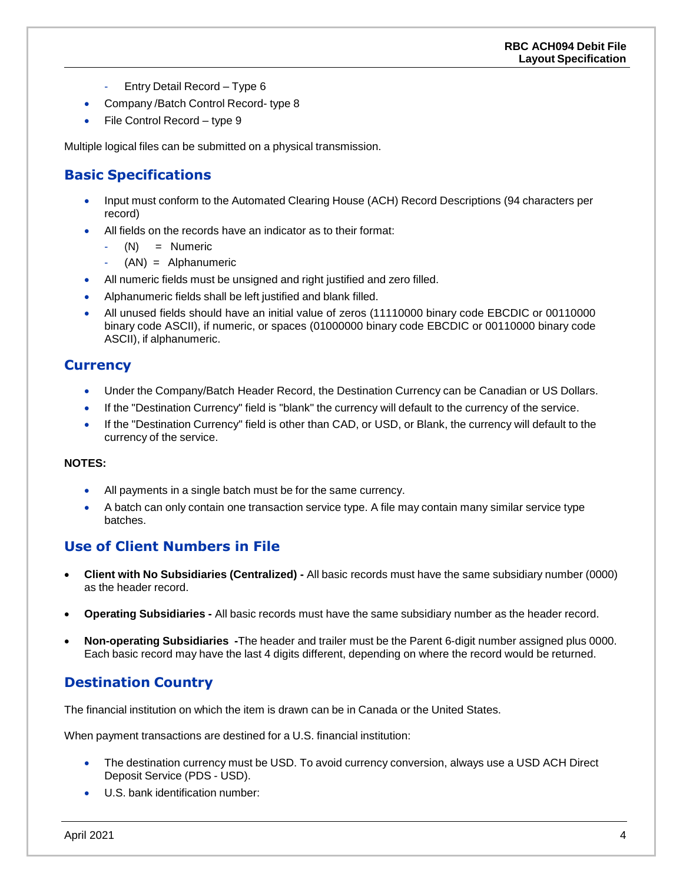- Entry Detail Record – Type 6
- Company /Batch Control Record- type 8
- File Control Record – type 9

Multiple logical files can be submitted on a physical transmission.

## Basic Specifications

- Input must conform to the Automated Clearing House (ACH) Record Descriptions (94 characters per record)
- All fields on the records have an indicator as to their format:
  - (N) = Numeric
  - (AN) = Alphanumeric
- All numeric fields must be unsigned and right justified and zero filled.
- Alphanumeric fields shall be left justified and blank filled.
- All unused fields should have an initial value of zeros (11110000 binary code EBCDIC or 00110000 binary code ASCII), if numeric, or spaces (01000000 binary code EBCDIC or 00110000 binary code ASCII), if alphanumeric.

## Currency

- Under the Company/Batch Header Record, the Destination Currency can be Canadian or US Dollars.
- If the "Destination Currency" field is "blank" the currency will default to the currency of the service.
- If the "Destination Currency" field is other than CAD, or USD, or Blank, the currency will default to the currency of the service.

**NOTES:**

- All payments in a single batch must be for the same currency.
- A batch can only contain one transaction service type. A file may contain many similar service type batches.

## Use of Client Numbers in File

- **Client with No Subsidiaries (Centralized) -** All basic records must have the same subsidiary number (0000) as the header record.
- **Operating Subsidiaries -** All basic records must have the same subsidiary number as the header record.
- **Non-operating Subsidiaries -**The header and trailer must be the Parent 6-digit number assigned plus 0000. Each basic record may have the last 4 digits different, depending on where the record would be returned.

## Destination Country

The financial institution on which the item is drawn can be in Canada or the United States.

When payment transactions are destined for a U.S. financial institution:

- The destination currency must be USD. To avoid currency conversion, always use a USD ACH Direct Deposit Service (PDS - USD).
- U.S. bank identification number: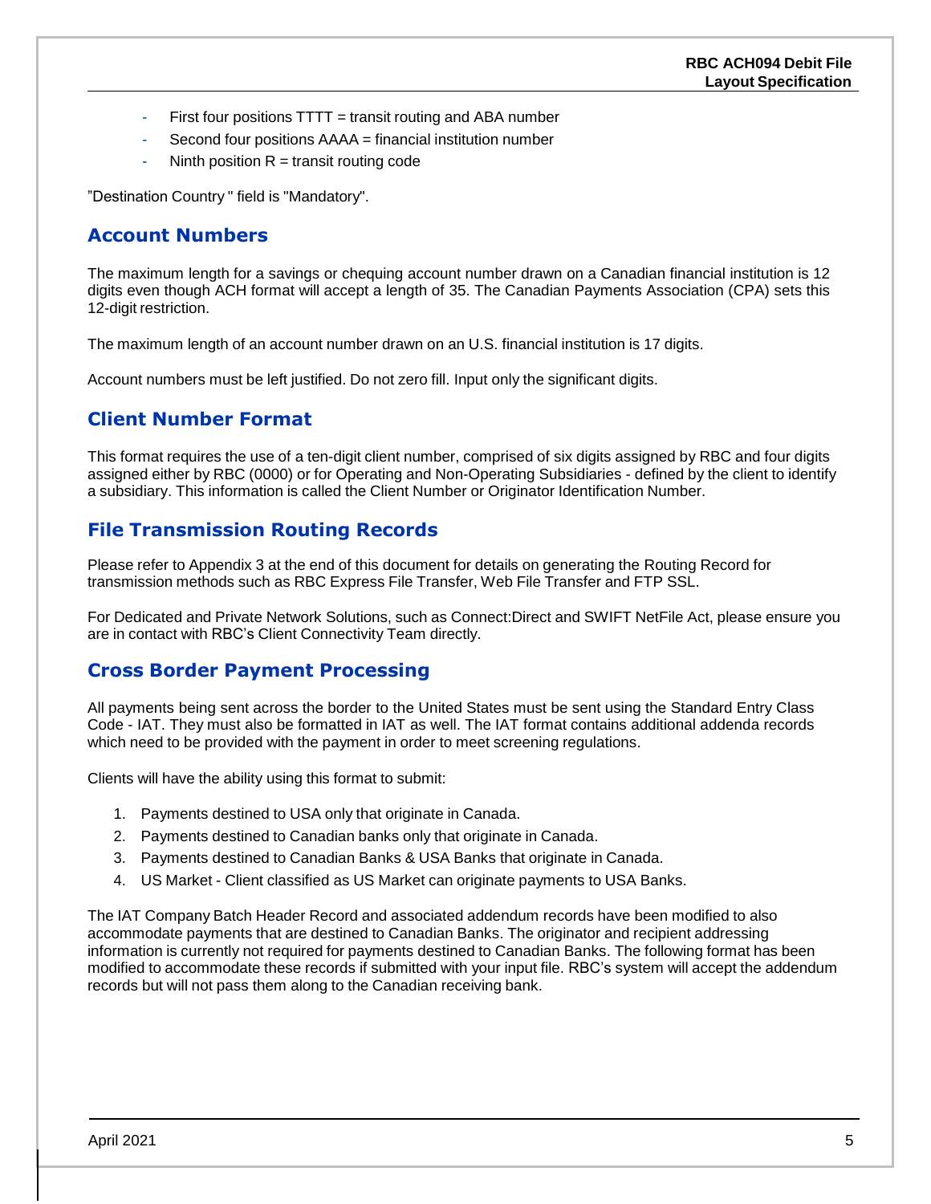- First four positions TTTT = transit routing and ABA number
- Second four positions AAAA = financial institution number
- Ninth position R = transit routing code

"Destination Country " field is "Mandatory".

## Account Numbers

The maximum length for a savings or chequing account number drawn on a Canadian financial institution is 12 digits even though ACH format will accept a length of 35. The Canadian Payments Association (CPA) sets this 12-digit restriction.

The maximum length of an account number drawn on an U.S. financial institution is 17 digits.

Account numbers must be left justified. Do not zero fill. Input only the significant digits.

## Client Number Format

This format requires the use of a ten-digit client number, comprised of six digits assigned by RBC and four digits assigned either by RBC (0000) or for Operating and Non-Operating Subsidiaries - defined by the client to identify a subsidiary. This information is called the Client Number or Originator Identification Number.

## File Transmission Routing Records

Please refer to Appendix 3 at the end of this document for details on generating the Routing Record for transmission methods such as RBC Express File Transfer, Web File Transfer and FTP SSL.

For Dedicated and Private Network Solutions, such as Connect:Direct and SWIFT NetFile Act, please ensure you are in contact with RBC's Client Connectivity Team directly.

## Cross Border Payment Processing

All payments being sent across the border to the United States must be sent using the Standard Entry Class Code - IAT. They must also be formatted in IAT as well. The IAT format contains additional addenda records which need to be provided with the payment in order to meet screening regulations.

Clients will have the ability using this format to submit:

1. Payments destined to USA only that originate in Canada.
2. Payments destined to Canadian banks only that originate in Canada.
3. Payments destined to Canadian Banks & USA Banks that originate in Canada.
4. US Market - Client classified as US Market can originate payments to USA Banks.

The IAT Company Batch Header Record and associated addendum records have been modified to also accommodate payments that are destined to Canadian Banks. The originator and recipient addressing information is currently not required for payments destined to Canadian Banks. The following format has been modified to accommodate these records if submitted with your input file. RBC's system will accept the addendum records but will not pass them along to the Canadian receiving bank.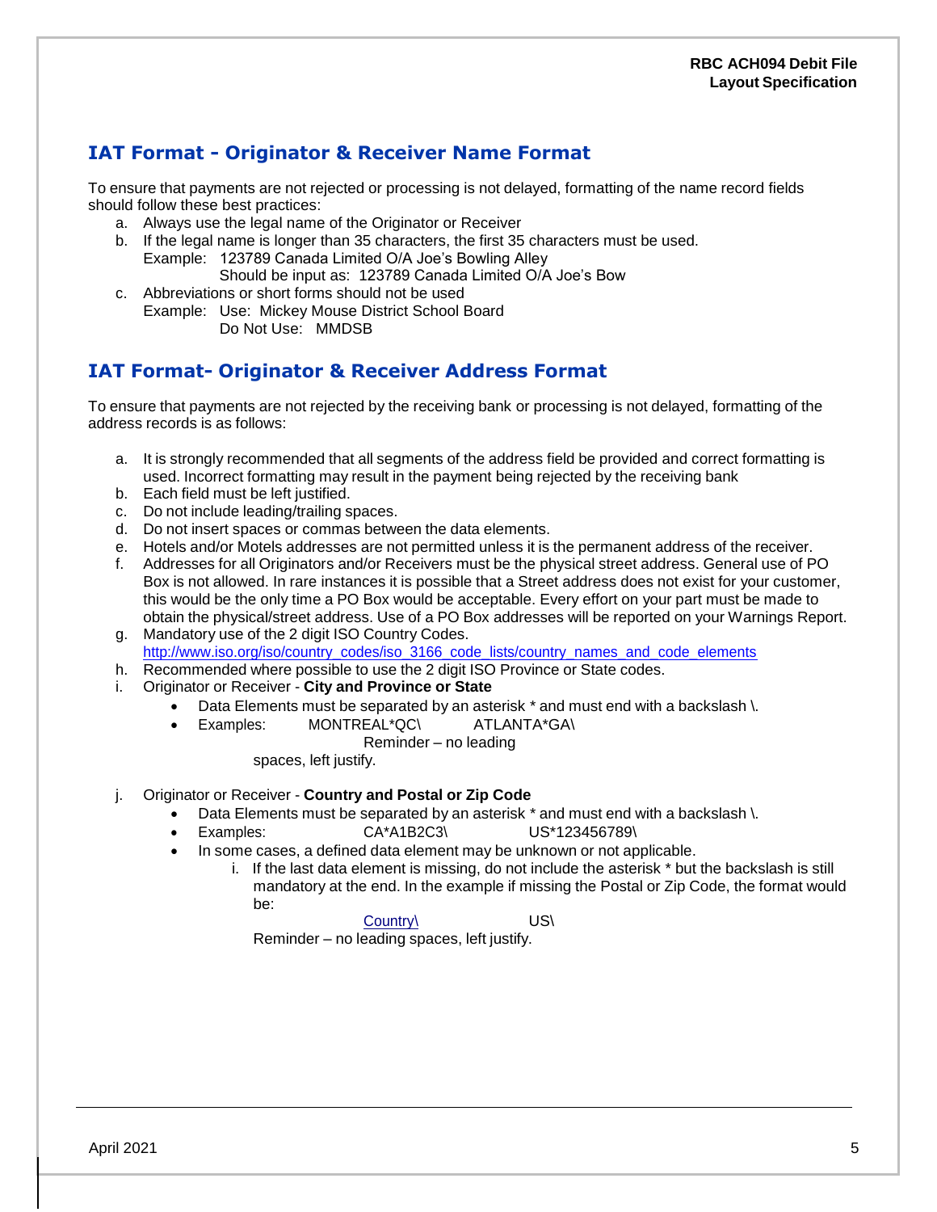## IAT Format - Originator & Receiver Name Format

To ensure that payments are not rejected or processing is not delayed, formatting of the name record fields should follow these best practices:

a. Always use the legal name of the Originator or Receiver
b. If the legal name is longer than 35 characters, the first 35 characters must be used.
   Example: 123789 Canada Limited O/A Joe's Bowling Alley
   Should be input as: 123789 Canada Limited O/A Joe's Bow
c. Abbreviations or short forms should not be used
   Example: Use: Mickey Mouse District School Board
   Do Not Use: MMDSB

## IAT Format- Originator & Receiver Address Format

To ensure that payments are not rejected by the receiving bank or processing is not delayed, formatting of the address records is as follows:

a. It is strongly recommended that all segments of the address field be provided and correct formatting is used. Incorrect formatting may result in the payment being rejected by the receiving bank
b. Each field must be left justified.
c. Do not include leading/trailing spaces.
d. Do not insert spaces or commas between the data elements.
e. Hotels and/or Motels addresses are not permitted unless it is the permanent address of the receiver.
f. Addresses for all Originators and/or Receivers must be the physical street address. General use of PO Box is not allowed. In rare instances it is possible that a Street address does not exist for your customer, this would be the only time a PO Box would be acceptable. Every effort on your part must be made to obtain the physical/street address. Use of a PO Box addresses will be reported on your Warnings Report.
g. Mandatory use of the 2 digit ISO Country Codes.
   http://www.iso.org/iso/country_codes/iso_3166_code_lists/country_names_and_code_elements
h. Recommended where possible to use the 2 digit ISO Province or State codes.
i. Originator or Receiver - **City and Province or State**
   - Data Elements must be separated by an asterisk * and must end with a backslash \.
   - Examples: MONTREAL*QC\ ATLANTA*GA\
     Reminder – no leading spaces, left justify.
j. Originator or Receiver - **Country and Postal or Zip Code**
   - Data Elements must be separated by an asterisk * and must end with a backslash \.
   - Examples: CA*A1B2C3\ US*123456789\
   - In some cases, a defined data element may be unknown or not applicable.
     i. If the last data element is missing, do not include the asterisk * but the backslash is still mandatory at the end. In the example if missing the Postal or Zip Code, the format would be:
        Country\ US\
        Reminder – no leading spaces, left justify.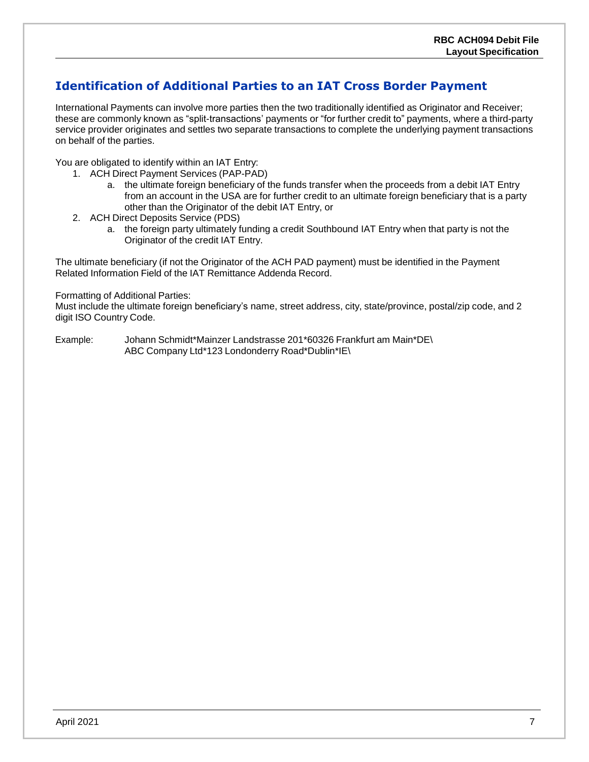## Identification of Additional Parties to an IAT Cross Border Payment

International Payments can involve more parties then the two traditionally identified as Originator and Receiver; these are commonly known as "split-transactions' payments or "for further credit to" payments, where a third-party service provider originates and settles two separate transactions to complete the underlying payment transactions on behalf of the parties.

You are obligated to identify within an IAT Entry:

1. ACH Direct Payment Services (PAP-PAD)
   a. the ultimate foreign beneficiary of the funds transfer when the proceeds from a debit IAT Entry from an account in the USA are for further credit to an ultimate foreign beneficiary that is a party other than the Originator of the debit IAT Entry, or
2. ACH Direct Deposits Service (PDS)
   a. the foreign party ultimately funding a credit Southbound IAT Entry when that party is not the Originator of the credit IAT Entry.

The ultimate beneficiary (if not the Originator of the ACH PAD payment) must be identified in the Payment Related Information Field of the IAT Remittance Addenda Record.

Formatting of Additional Parties:
Must include the ultimate foreign beneficiary's name, street address, city, state/province, postal/zip code, and 2 digit ISO Country Code.

Example: Johann Schmidt*Mainzer Landstrasse 201*60326 Frankfurt am Main*DE\
ABC Company Ltd*123 Londonderry Road*Dublin*IE\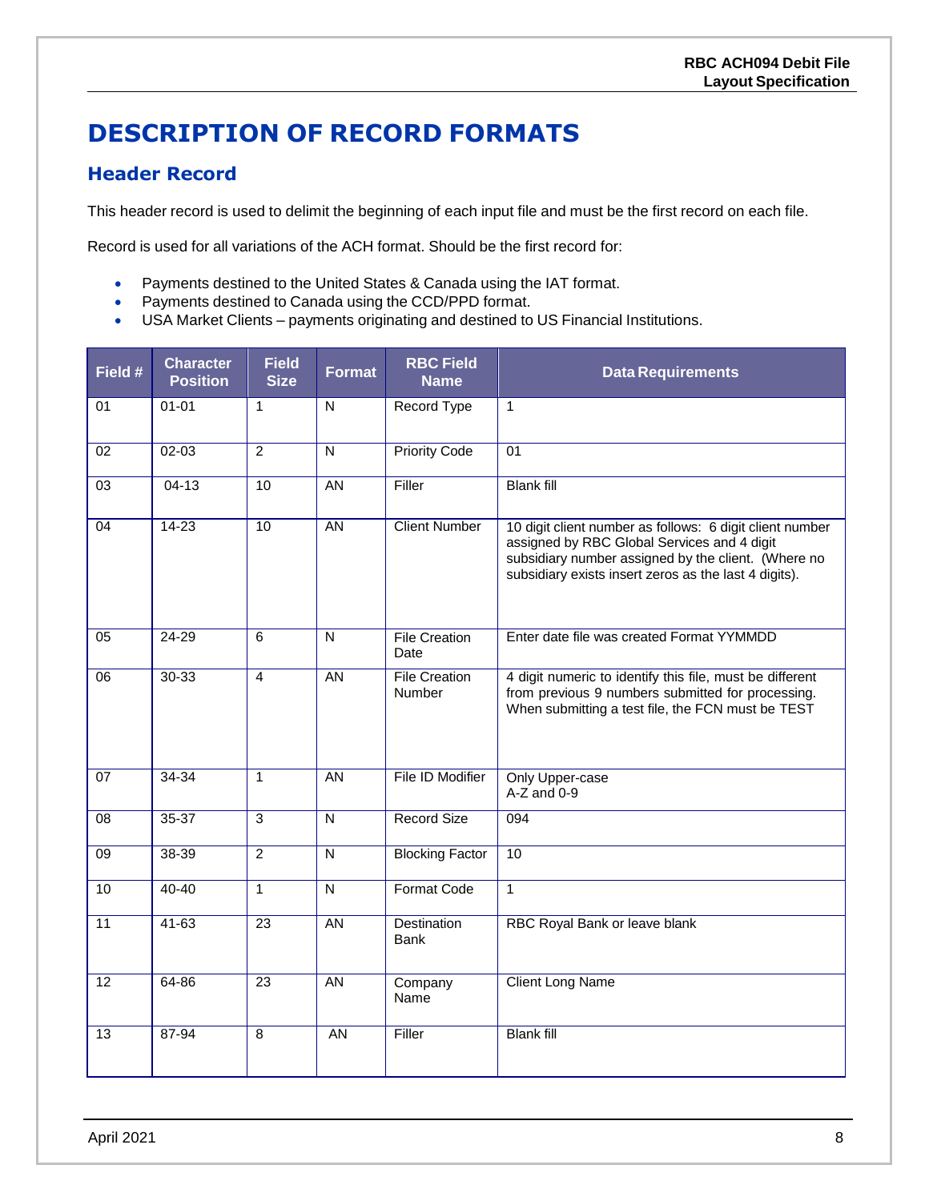# DESCRIPTION OF RECORD FORMATS

## Header Record

This header record is used to delimit the beginning of each input file and must be the first record on each file.

Record is used for all variations of the ACH format. Should be the first record for:

- Payments destined to the United States & Canada using the IAT format.
- Payments destined to Canada using the CCD/PPD format.
- USA Market Clients – payments originating and destined to US Financial Institutions.

| Field # | Character Position | Field Size | Format | RBC Field Name | Data Requirements |
|---|---|---|---|---|---|
| 01 | 01-01 | 1 | N | Record Type | 1 |
| 02 | 02-03 | 2 | N | Priority Code | 01 |
| 03 | 04-13 | 10 | AN | Filler | Blank fill |
| 04 | 14-23 | 10 | AN | Client Number | 10 digit client number as follows: 6 digit client number assigned by RBC Global Services and 4 digit subsidiary number assigned by the client. (Where no subsidiary exists insert zeros as the last 4 digits). |
| 05 | 24-29 | 6 | N | File Creation Date | Enter date file was created Format YYMMDD |
| 06 | 30-33 | 4 | AN | File Creation Number | 4 digit numeric to identify this file, must be different from previous 9 numbers submitted for processing. When submitting a test file, the FCN must be TEST |
| 07 | 34-34 | 1 | AN | File ID Modifier | Only Upper-case A-Z and 0-9 |
| 08 | 35-37 | 3 | N | Record Size | 094 |
| 09 | 38-39 | 2 | N | Blocking Factor | 10 |
| 10 | 40-40 | 1 | N | Format Code | 1 |
| 11 | 41-63 | 23 | AN | Destination Bank | RBC Royal Bank or leave blank |
| 12 | 64-86 | 23 | AN | Company Name | Client Long Name |
| 13 | 87-94 | 8 | AN | Filler | Blank fill |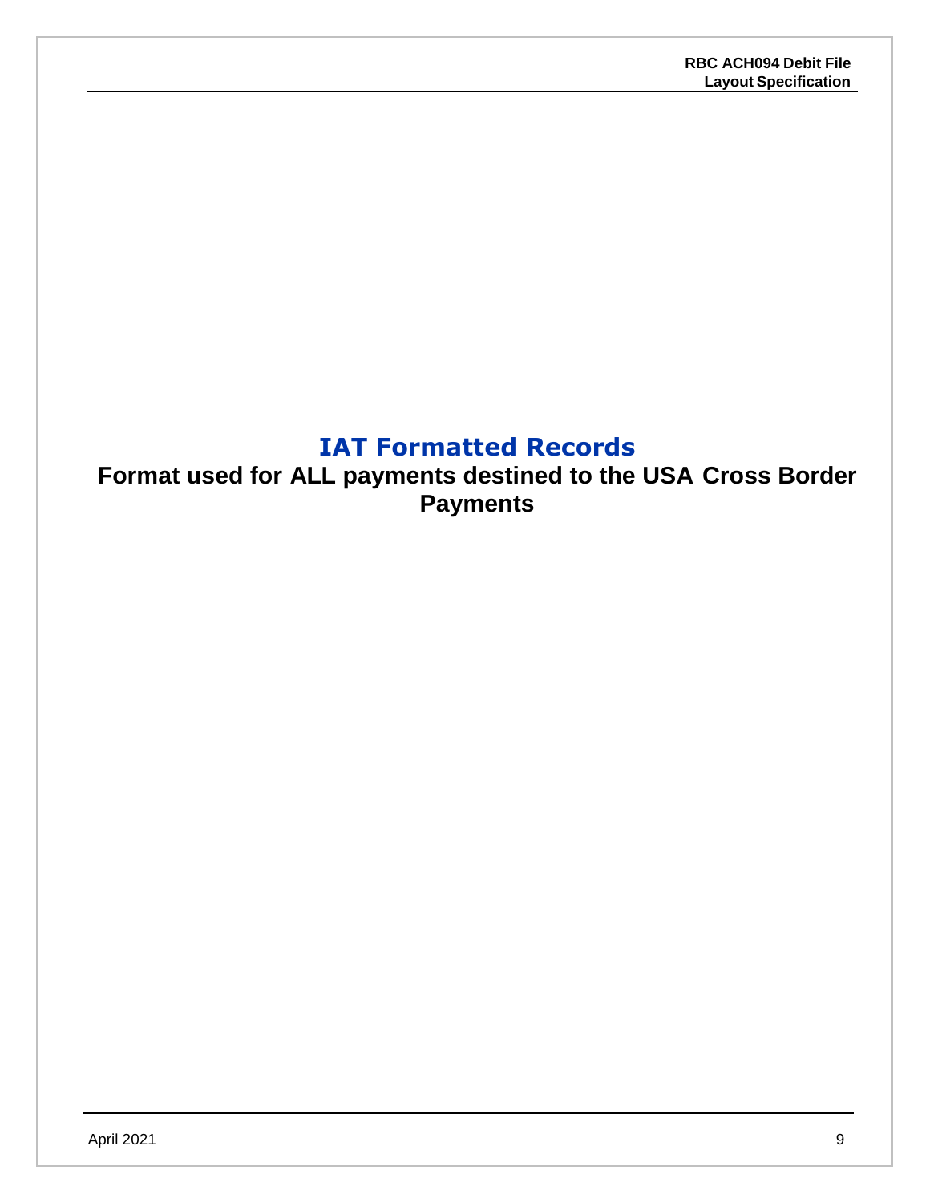# IAT Formatted Records

## Format used for ALL payments destined to the USA Cross Border Payments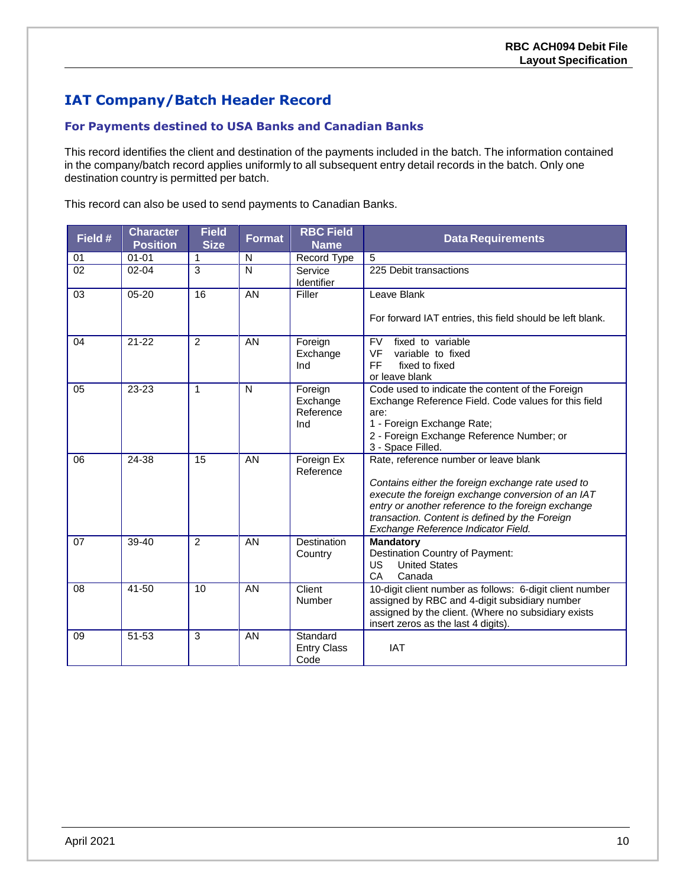## IAT Company/Batch Header Record

### For Payments destined to USA Banks and Canadian Banks

This record identifies the client and destination of the payments included in the batch. The information contained in the company/batch record applies uniformly to all subsequent entry detail records in the batch. Only one destination country is permitted per batch.

This record can also be used to send payments to Canadian Banks.

| Field # | Character Position | Field Size | Format | RBC Field Name | Data Requirements |
|---|---|---|---|---|---|
| 01 | 01-01 | 1 | N | Record Type | 5 |
| 02 | 02-04 | 3 | N | Service Identifier | 225 Debit transactions |
| 03 | 05-20 | 16 | AN | Filler | Leave Blank<br><br>For forward IAT entries, this field should be left blank. |
| 04 | 21-22 | 2 | AN | Foreign Exchange Ind | FV fixed to variable<br>VF variable to fixed<br>FF fixed to fixed<br>or leave blank |
| 05 | 23-23 | 1 | N | Foreign Exchange Reference Ind | Code used to indicate the content of the Foreign Exchange Reference Field. Code values for this field are:<br>1 - Foreign Exchange Rate;<br>2 - Foreign Exchange Reference Number; or<br>3 - Space Filled. |
| 06 | 24-38 | 15 | AN | Foreign Ex Reference | Rate, reference number or leave blank<br><br>*Contains either the foreign exchange rate used to execute the foreign exchange conversion of an IAT entry or another reference to the foreign exchange transaction. Content is defined by the Foreign Exchange Reference Indicator Field.* |
| 07 | 39-40 | 2 | AN | Destination Country | **Mandatory**<br>Destination Country of Payment:<br>US United States<br>CA Canada |
| 08 | 41-50 | 10 | AN | Client Number | 10-digit client number as follows: 6-digit client number assigned by RBC and 4-digit subsidiary number assigned by the client. (Where no subsidiary exists insert zeros as the last 4 digits). |
| 09 | 51-53 | 3 | AN | Standard Entry Class Code | IAT |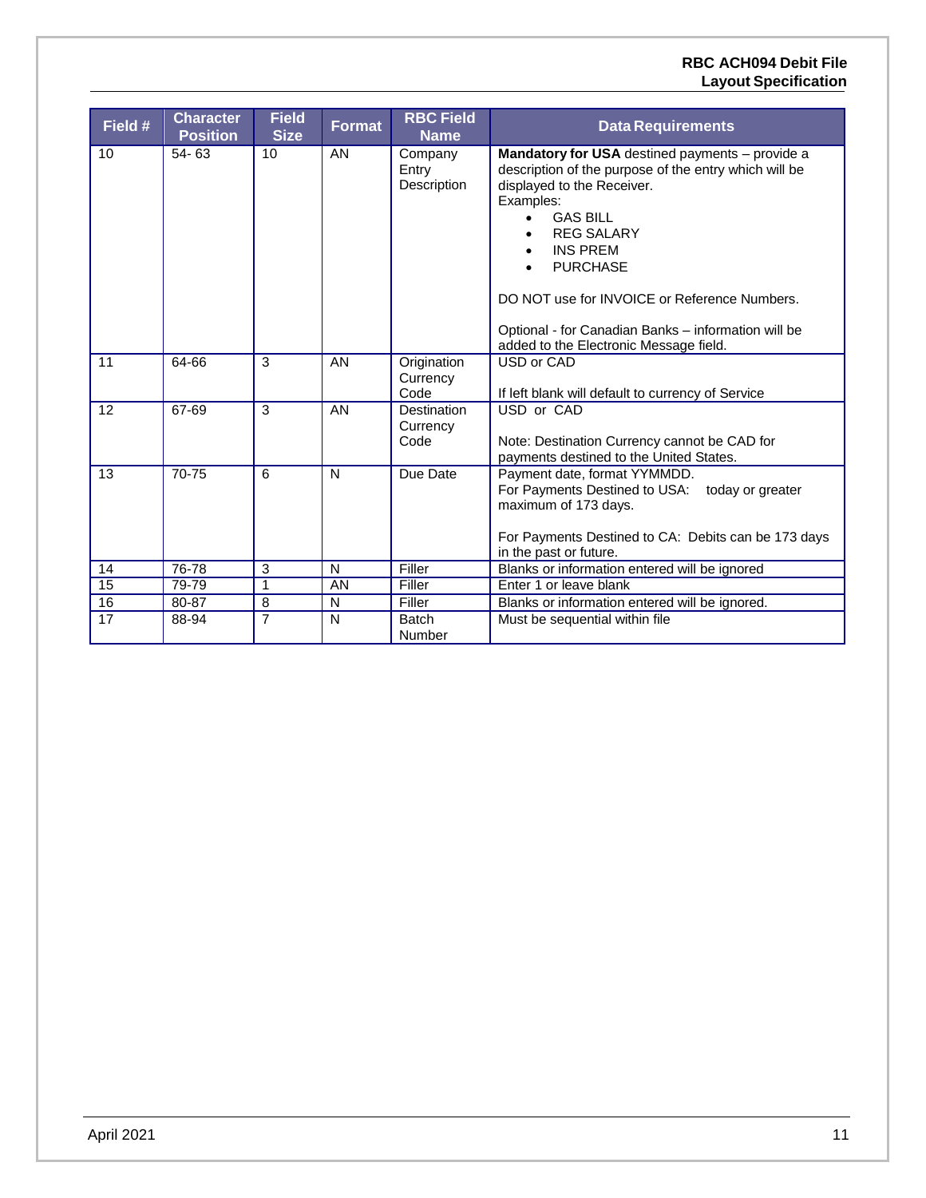| Field # | Character Position | Field Size | Format | RBC Field Name | Data Requirements |
|---|---|---|---|---|---|
| 10 | 54- 63 | 10 | AN | Company Entry Description | **Mandatory for USA** destined payments – provide a description of the purpose of the entry which will be displayed to the Receiver.<br>Examples:<br>• GAS BILL<br>• REG SALARY<br>• INS PREM<br>• PURCHASE<br><br>DO NOT use for INVOICE or Reference Numbers.<br><br>Optional - for Canadian Banks – information will be added to the Electronic Message field. |
| 11 | 64-66 | 3 | AN | Origination Currency Code | USD or CAD<br><br>If left blank will default to currency of Service |
| 12 | 67-69 | 3 | AN | Destination Currency Code | USD or CAD<br><br>Note: Destination Currency cannot be CAD for payments destined to the United States. |
| 13 | 70-75 | 6 | N | Due Date | Payment date, format YYMMDD.<br>For Payments Destined to USA: today or greater maximum of 173 days.<br><br>For Payments Destined to CA: Debits can be 173 days in the past or future. |
| 14 | 76-78 | 3 | N | Filler | Blanks or information entered will be ignored |
| 15 | 79-79 | 1 | AN | Filler | Enter 1 or leave blank |
| 16 | 80-87 | 8 | N | Filler | Blanks or information entered will be ignored. |
| 17 | 88-94 | 7 | N | Batch Number | Must be sequential within file |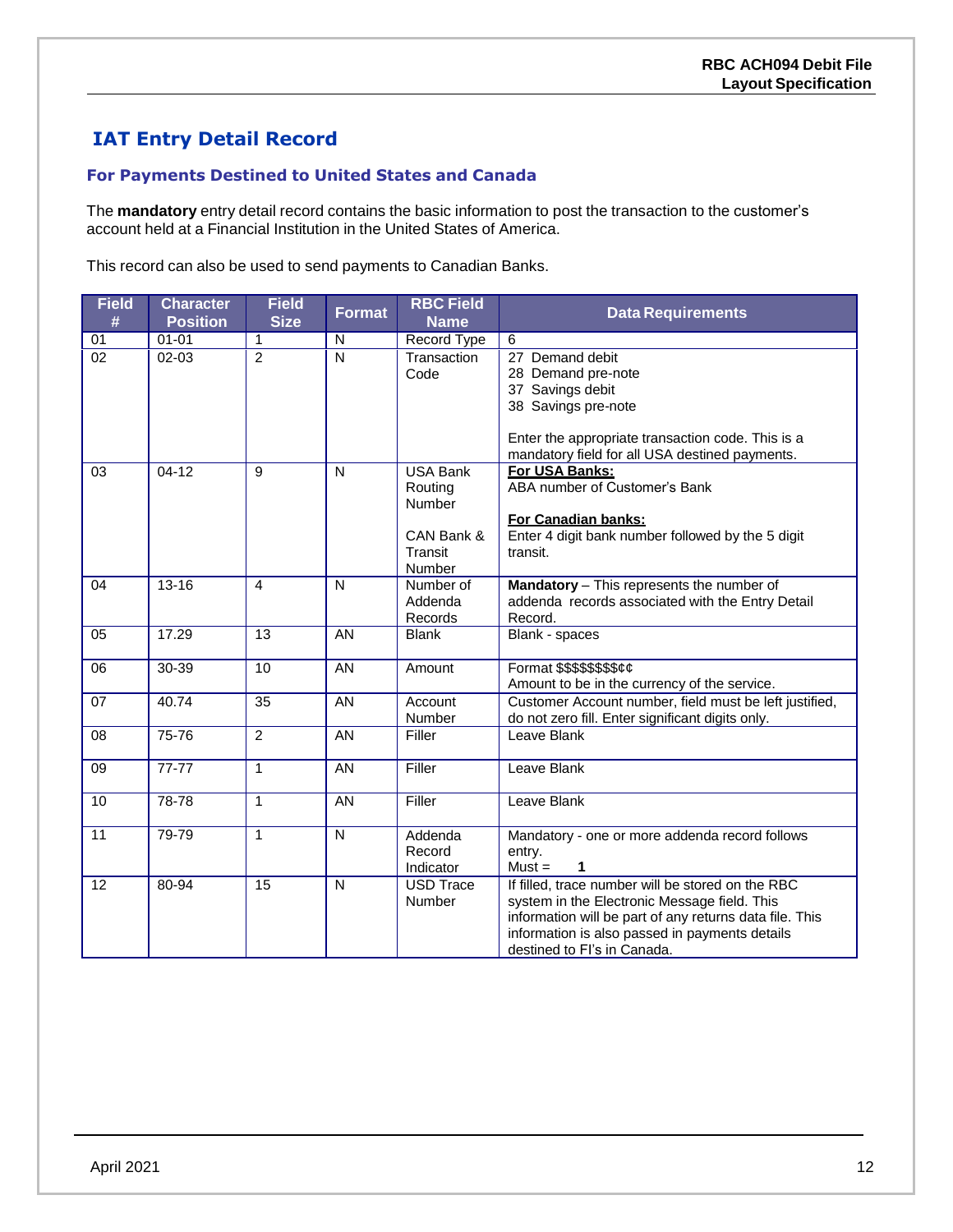## IAT Entry Detail Record

### For Payments Destined to United States and Canada

The **mandatory** entry detail record contains the basic information to post the transaction to the customer's account held at a Financial Institution in the United States of America.

This record can also be used to send payments to Canadian Banks.

| Field # | Character Position | Field Size | Format | RBC Field Name | Data Requirements |
|---|---|---|---|---|---|
| 01 | 01-01 | 1 | N | Record Type | 6 |
| 02 | 02-03 | 2 | N | Transaction Code | 27 Demand debit<br>28 Demand pre-note<br>37 Savings debit<br>38 Savings pre-note<br><br>Enter the appropriate transaction code. This is a mandatory field for all USA destined payments. |
| 03 | 04-12 | 9 | N | USA Bank Routing Number<br><br>CAN Bank & Transit Number | **For USA Banks:**<br>ABA number of Customer's Bank<br><br>**For Canadian banks:**<br>Enter 4 digit bank number followed by the 5 digit transit. |
| 04 | 13-16 | 4 | N | Number of Addenda Records | **Mandatory** – This represents the number of addenda records associated with the Entry Detail Record. |
| 05 | 17.29 | 13 | AN | Blank | Blank - spaces |
| 06 | 30-39 | 10 | AN | Amount | Format $$$$$$$$¢¢<br>Amount to be in the currency of the service. |
| 07 | 40.74 | 35 | AN | Account Number | Customer Account number, field must be left justified, do not zero fill. Enter significant digits only. |
| 08 | 75-76 | 2 | AN | Filler | Leave Blank |
| 09 | 77-77 | 1 | AN | Filler | Leave Blank |
| 10 | 78-78 | 1 | AN | Filler | Leave Blank |
| 11 | 79-79 | 1 | N | Addenda Record Indicator | Mandatory - one or more addenda record follows entry.<br>Must = **1** |
| 12 | 80-94 | 15 | N | USD Trace Number | If filled, trace number will be stored on the RBC system in the Electronic Message field. This information will be part of any returns data file. This information is also passed in payments details destined to FI's in Canada. |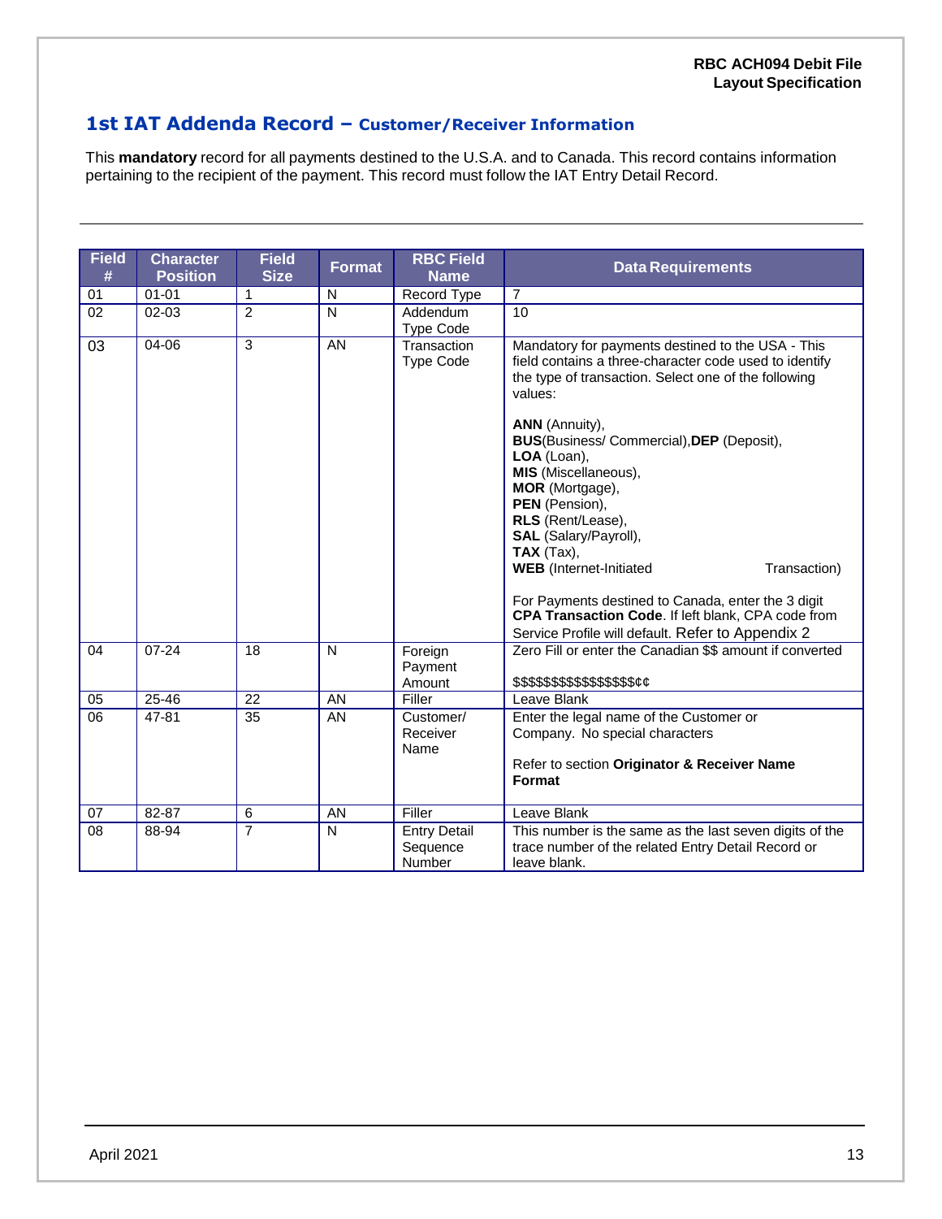## 1st IAT Addenda Record – Customer/Receiver Information

This **mandatory** record for all payments destined to the U.S.A. and to Canada. This record contains information pertaining to the recipient of the payment. This record must follow the IAT Entry Detail Record.

| Field # | Character Position | Field Size | Format | RBC Field Name | Data Requirements |
|---|---|---|---|---|---|
| 01 | 01-01 | 1 | N | Record Type | 7 |
| 02 | 02-03 | 2 | N | Addendum Type Code | 10 |
| 03 | 04-06 | 3 | AN | Transaction Type Code | Mandatory for payments destined to the USA - This field contains a three-character code used to identify the type of transaction. Select one of the following values:<br><br>**ANN** (Annuity),<br>**BUS**(Business/ Commercial),**DEP** (Deposit),<br>**LOA** (Loan),<br>**MIS** (Miscellaneous),<br>**MOR** (Mortgage),<br>**PEN** (Pension),<br>**RLS** (Rent/Lease),<br>**SAL** (Salary/Payroll),<br>**TAX** (Tax),<br>**WEB** (Internet-Initiated Transaction)<br><br>For Payments destined to Canada, enter the 3 digit **CPA Transaction Code**. If left blank, CPA code from Service Profile will default. Refer to Appendix 2 |
| 04 | 07-24 | 18 | N | Foreign Payment Amount | Zero Fill or enter the Canadian $$ amount if converted<br><br>$$$$$$$$$$$$$$$$¢¢ |
| 05 | 25-46 | 22 | AN | Filler | Leave Blank |
| 06 | 47-81 | 35 | AN | Customer/ Receiver Name | Enter the legal name of the Customer or Company. No special characters<br><br>Refer to section **Originator & Receiver Name Format** |
| 07 | 82-87 | 6 | AN | Filler | Leave Blank |
| 08 | 88-94 | 7 | N | Entry Detail Sequence Number | This number is the same as the last seven digits of the trace number of the related Entry Detail Record or leave blank. |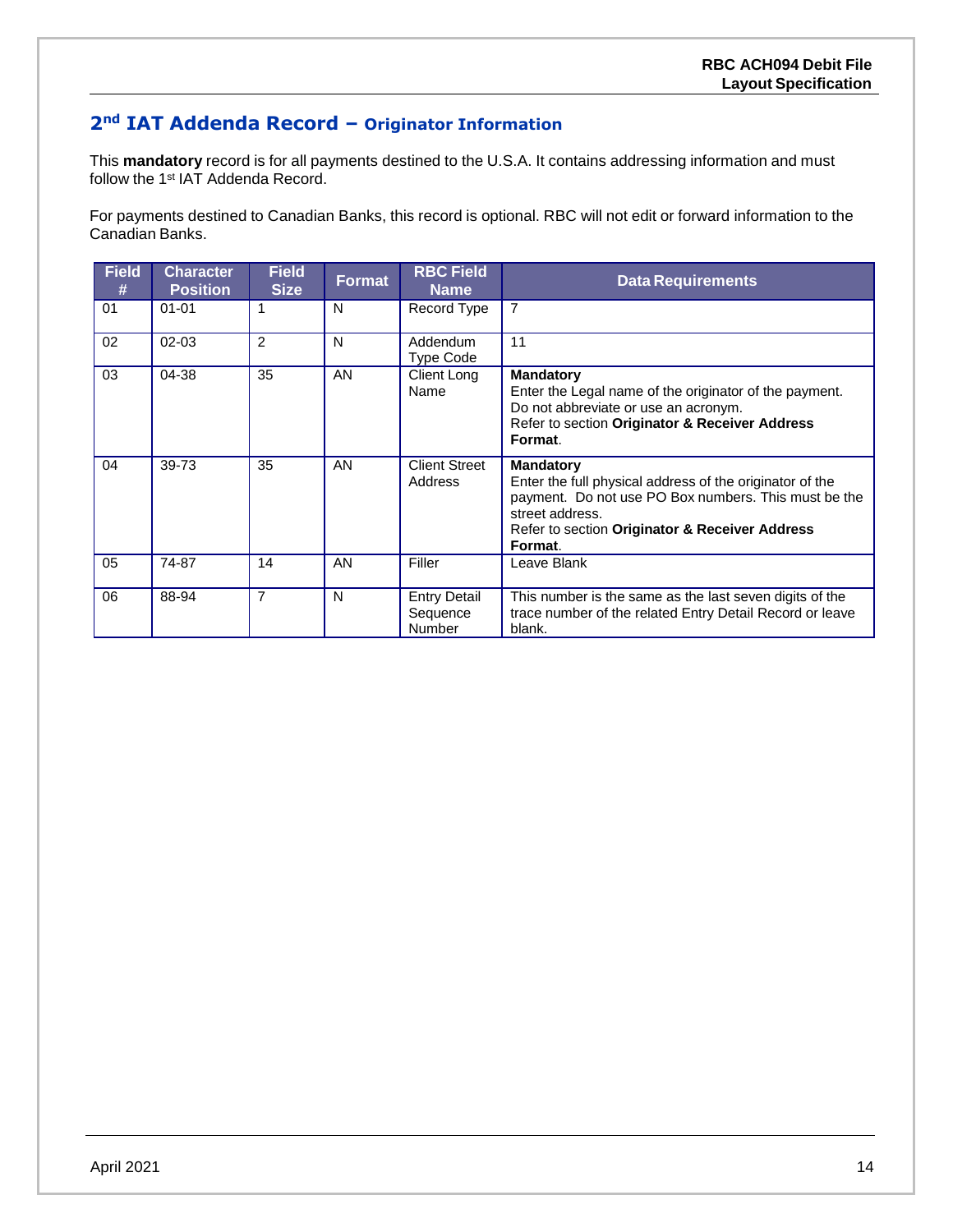## 2nd IAT Addenda Record – Originator Information

This **mandatory** record is for all payments destined to the U.S.A. It contains addressing information and must follow the 1st IAT Addenda Record.

For payments destined to Canadian Banks, this record is optional. RBC will not edit or forward information to the Canadian Banks.

| Field # | Character Position | Field Size | Format | RBC Field Name | Data Requirements |
|---|---|---|---|---|---|
| 01 | 01-01 | 1 | N | Record Type | 7 |
| 02 | 02-03 | 2 | N | Addendum Type Code | 11 |
| 03 | 04-38 | 35 | AN | Client Long Name | **Mandatory**<br>Enter the Legal name of the originator of the payment. Do not abbreviate or use an acronym.<br>Refer to section **Originator & Receiver Address Format**. |
| 04 | 39-73 | 35 | AN | Client Street Address | **Mandatory**<br>Enter the full physical address of the originator of the payment. Do not use PO Box numbers. This must be the street address.<br>Refer to section **Originator & Receiver Address Format**. |
| 05 | 74-87 | 14 | AN | Filler | Leave Blank |
| 06 | 88-94 | 7 | N | Entry Detail Sequence Number | This number is the same as the last seven digits of the trace number of the related Entry Detail Record or leave blank. |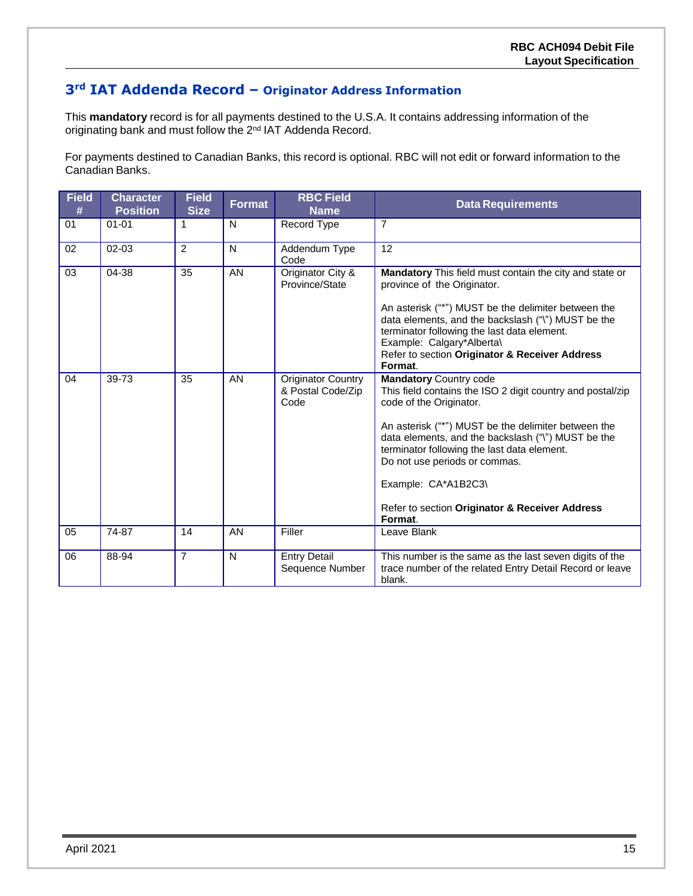## 3rd IAT Addenda Record – Originator Address Information

This **mandatory** record is for all payments destined to the U.S.A. It contains addressing information of the originating bank and must follow the 2nd IAT Addenda Record.

For payments destined to Canadian Banks, this record is optional. RBC will not edit or forward information to the Canadian Banks.

| Field # | Character Position | Field Size | Format | RBC Field Name | Data Requirements |
|---|---|---|---|---|---|
| 01 | 01-01 | 1 | N | Record Type | 7 |
| 02 | 02-03 | 2 | N | Addendum Type Code | 12 |
| 03 | 04-38 | 35 | AN | Originator City & Province/State | **Mandatory** This field must contain the city and state or province of the Originator.<br><br>An asterisk ("*") MUST be the delimiter between the data elements, and the backslash ("\") MUST be the terminator following the last data element.<br>Example: Calgary*Alberta\<br>Refer to section **Originator & Receiver Address Format**. |
| 04 | 39-73 | 35 | AN | Originator Country & Postal Code/Zip Code | **Mandatory** Country code<br>This field contains the ISO 2 digit country and postal/zip code of the Originator.<br><br>An asterisk ("*") MUST be the delimiter between the data elements, and the backslash ("\") MUST be the terminator following the last data element.<br>Do not use periods or commas.<br><br>Example: CA*A1B2C3\<br><br>Refer to section **Originator & Receiver Address Format**. |
| 05 | 74-87 | 14 | AN | Filler | Leave Blank |
| 06 | 88-94 | 7 | N | Entry Detail Sequence Number | This number is the same as the last seven digits of the trace number of the related Entry Detail Record or leave blank. |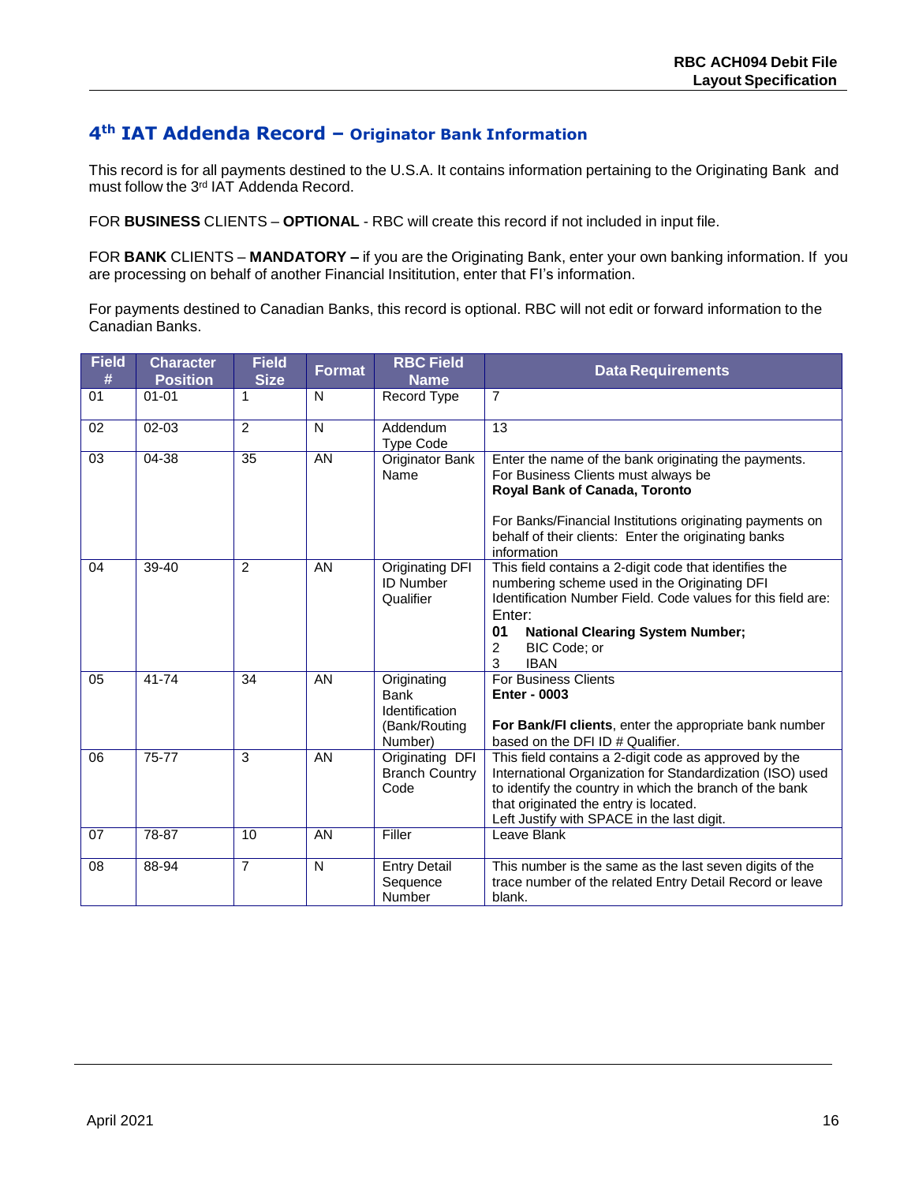## 4th IAT Addenda Record – Originator Bank Information

This record is for all payments destined to the U.S.A. It contains information pertaining to the Originating Bank and must follow the 3rd IAT Addenda Record.

FOR **BUSINESS** CLIENTS – **OPTIONAL** - RBC will create this record if not included in input file.

FOR **BANK** CLIENTS – **MANDATORY –** if you are the Originating Bank, enter your own banking information. If you are processing on behalf of another Financial Insititution, enter that FI's information.

For payments destined to Canadian Banks, this record is optional. RBC will not edit or forward information to the Canadian Banks.

| Field # | Character Position | Field Size | Format | RBC Field Name | Data Requirements |
|---|---|---|---|---|---|
| 01 | 01-01 | 1 | N | Record Type | 7 |
| 02 | 02-03 | 2 | N | Addendum Type Code | 13 |
| 03 | 04-38 | 35 | AN | Originator Bank Name | Enter the name of the bank originating the payments. For Business Clients must always be **Royal Bank of Canada, Toronto**<br><br>For Banks/Financial Institutions originating payments on behalf of their clients: Enter the originating banks information |
| 04 | 39-40 | 2 | AN | Originating DFI ID Number Qualifier | This field contains a 2-digit code that identifies the numbering scheme used in the Originating DFI Identification Number Field. Code values for this field are: Enter:<br>**01 National Clearing System Number;**<br>2 BIC Code; or<br>3 IBAN |
| 05 | 41-74 | 34 | AN | Originating Bank Identification (Bank/Routing Number) | For Business Clients<br>**Enter - 0003**<br><br>**For Bank/FI clients**, enter the appropriate bank number based on the DFI ID # Qualifier. |
| 06 | 75-77 | 3 | AN | Originating DFI Branch Country Code | This field contains a 2-digit code as approved by the International Organization for Standardization (ISO) used to identify the country in which the branch of the bank that originated the entry is located.<br>Left Justify with SPACE in the last digit. |
| 07 | 78-87 | 10 | AN | Filler | Leave Blank |
| 08 | 88-94 | 7 | N | Entry Detail Sequence Number | This number is the same as the last seven digits of the trace number of the related Entry Detail Record or leave blank. |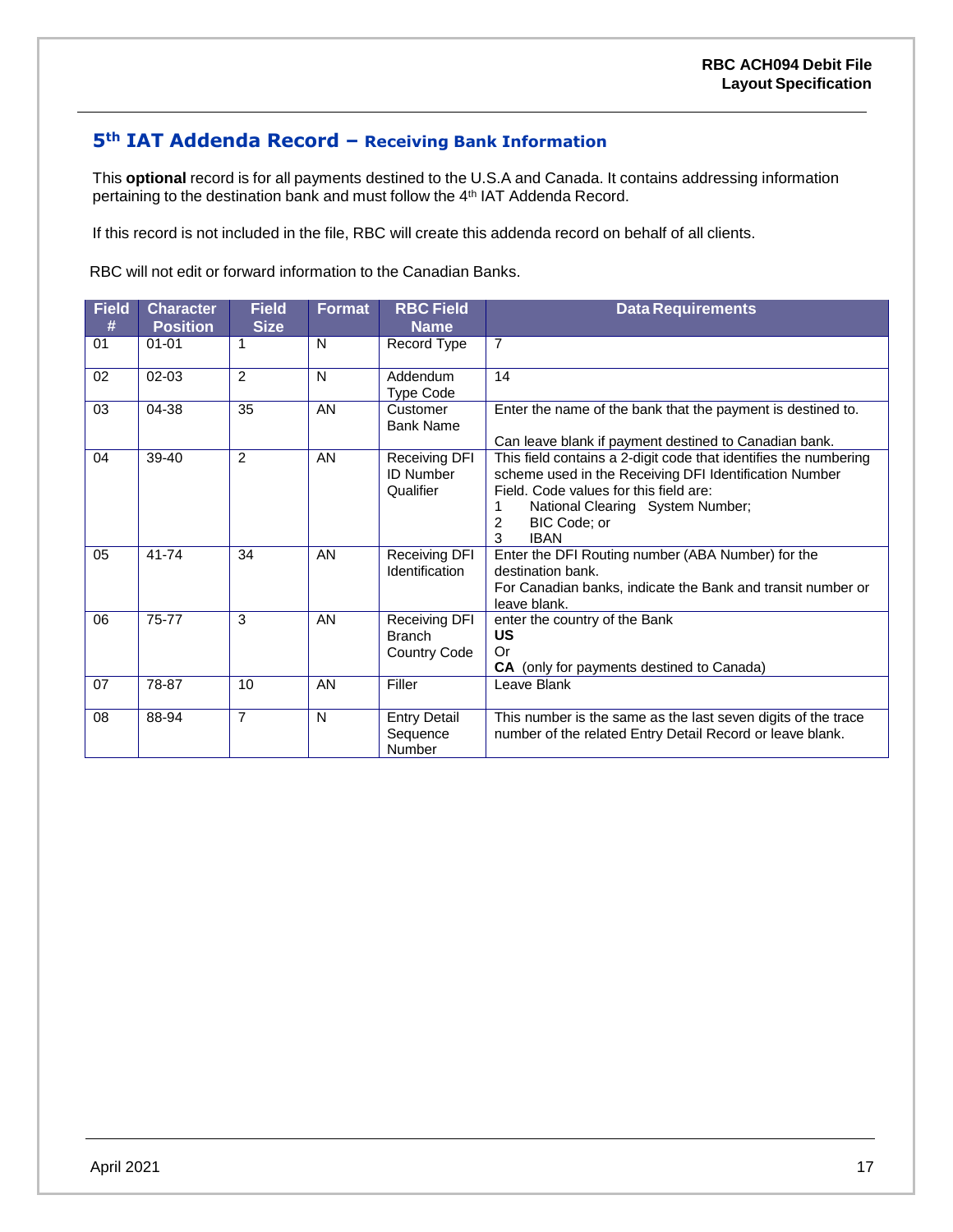## 5[th] IAT Addenda Record – Receiving Bank Information

This **optional** record is for all payments destined to the U.S.A and Canada. It contains addressing information pertaining to the destination bank and must follow the 4[th] IAT Addenda Record.

If this record is not included in the file, RBC will create this addenda record on behalf of all clients.

RBC will not edit or forward information to the Canadian Banks.

| Field # | Character Position | Field Size | Format | RBC Field Name | Data Requirements |
|---|---|---|---|---|---|
| 01 | 01-01 | 1 | N | Record Type | 7 |
| 02 | 02-03 | 2 | N | Addendum Type Code | 14 |
| 03 | 04-38 | 35 | AN | Customer Bank Name | Enter the name of the bank that the payment is destined to.<br><br>Can leave blank if payment destined to Canadian bank. |
| 04 | 39-40 | 2 | AN | Receiving DFI ID Number Qualifier | This field contains a 2-digit code that identifies the numbering scheme used in the Receiving DFI Identification Number Field. Code values for this field are:<br>1 National Clearing System Number;<br>2 BIC Code; or<br>3 IBAN |
| 05 | 41-74 | 34 | AN | Receiving DFI Identification | Enter the DFI Routing number (ABA Number) for the destination bank.<br>For Canadian banks, indicate the Bank and transit number or leave blank. |
| 06 | 75-77 | 3 | AN | Receiving DFI Branch Country Code | enter the country of the Bank<br>**US**<br>Or<br>**CA** (only for payments destined to Canada) |
| 07 | 78-87 | 10 | AN | Filler | Leave Blank |
| 08 | 88-94 | 7 | N | Entry Detail Sequence Number | This number is the same as the last seven digits of the trace number of the related Entry Detail Record or leave blank. |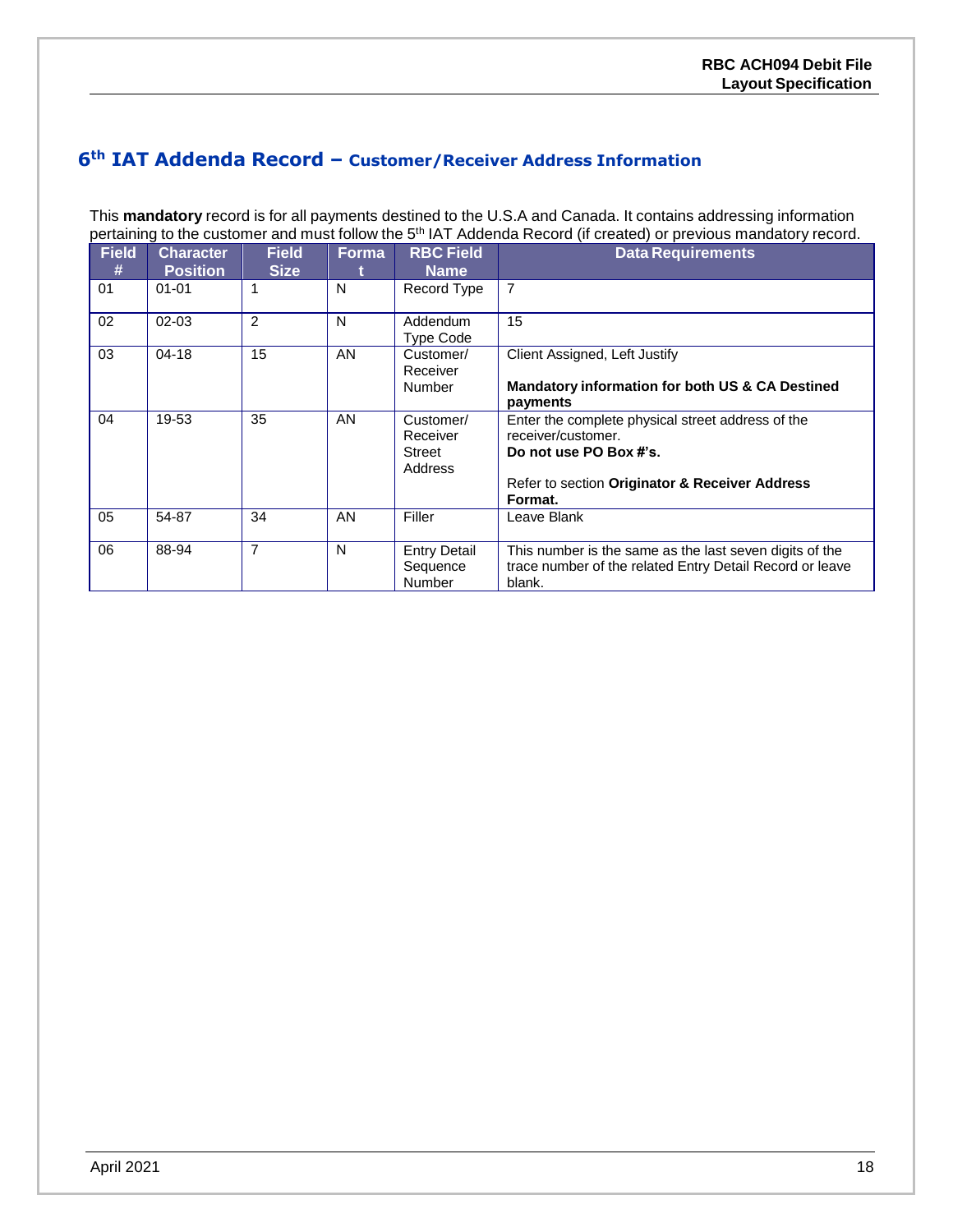## 6th IAT Addenda Record – Customer/Receiver Address Information

This **mandatory** record is for all payments destined to the U.S.A and Canada. It contains addressing information pertaining to the customer and must follow the 5th IAT Addenda Record (if created) or previous mandatory record.

| Field # | Character Position | Field Size | Format | RBC Field Name | Data Requirements |
|---|---|---|---|---|---|
| 01 | 01-01 | 1 | N | Record Type | 7 |
| 02 | 02-03 | 2 | N | Addendum Type Code | 15 |
| 03 | 04-18 | 15 | AN | Customer/ Receiver Number | Client Assigned, Left Justify<br><br>**Mandatory information for both US & CA Destined payments** |
| 04 | 19-53 | 35 | AN | Customer/ Receiver Street Address | Enter the complete physical street address of the receiver/customer.<br>**Do not use PO Box #'s.**<br><br>Refer to section **Originator & Receiver Address Format.** |
| 05 | 54-87 | 34 | AN | Filler | Leave Blank |
| 06 | 88-94 | 7 | N | Entry Detail Sequence Number | This number is the same as the last seven digits of the trace number of the related Entry Detail Record or leave blank. |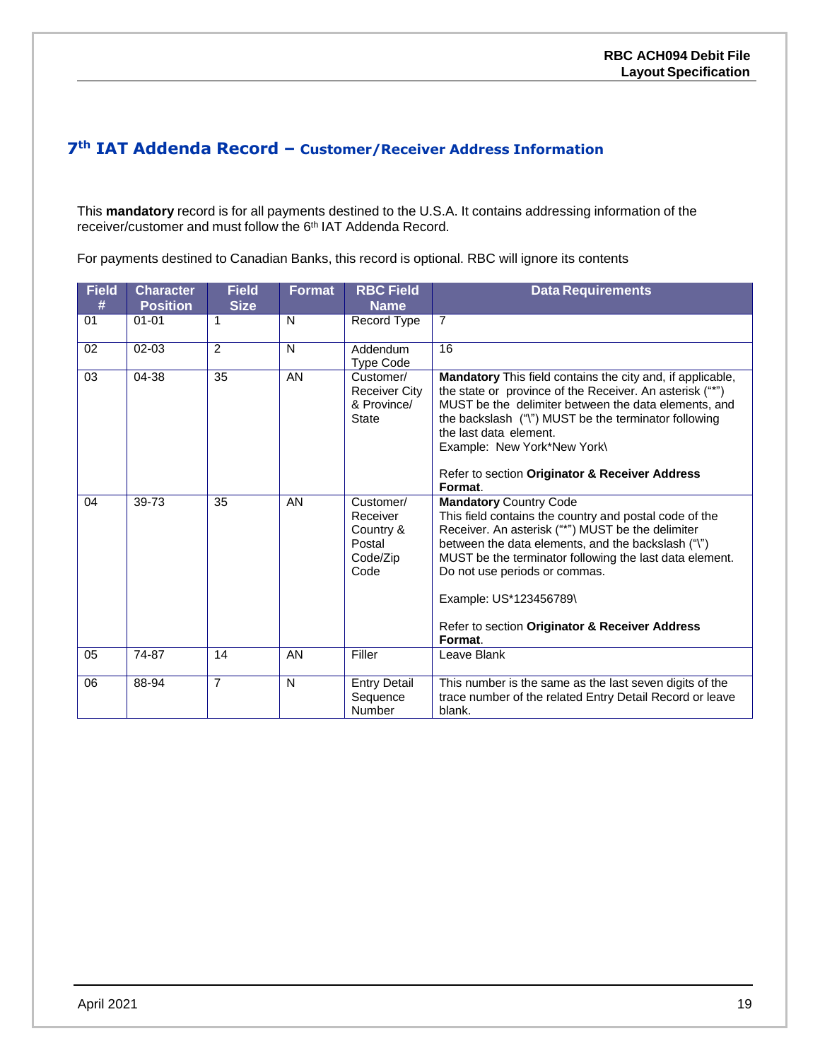## 7th IAT Addenda Record – Customer/Receiver Address Information

This **mandatory** record is for all payments destined to the U.S.A. It contains addressing information of the receiver/customer and must follow the 6th IAT Addenda Record.

For payments destined to Canadian Banks, this record is optional. RBC will ignore its contents

| Field # | Character Position | Field Size | Format | RBC Field Name | Data Requirements |
|---|---|---|---|---|---|
| 01 | 01-01 | 1 | N | Record Type | 7 |
| 02 | 02-03 | 2 | N | Addendum Type Code | 16 |
| 03 | 04-38 | 35 | AN | Customer/ Receiver City & Province/ State | **Mandatory** This field contains the city and, if applicable, the state or province of the Receiver. An asterisk ("*") MUST be the delimiter between the data elements, and the backslash ("\") MUST be the terminator following the last data element.<br>Example: New York*New York\<br><br>Refer to section **Originator & Receiver Address Format**. |
| 04 | 39-73 | 35 | AN | Customer/ Receiver Country & Postal Code/Zip Code | **Mandatory** Country Code<br>This field contains the country and postal code of the Receiver. An asterisk ("*") MUST be the delimiter between the data elements, and the backslash ("\") MUST be the terminator following the last data element. Do not use periods or commas.<br><br>Example: US*123456789\<br><br>Refer to section **Originator & Receiver Address Format**. |
| 05 | 74-87 | 14 | AN | Filler | Leave Blank |
| 06 | 88-94 | 7 | N | Entry Detail Sequence Number | This number is the same as the last seven digits of the trace number of the related Entry Detail Record or leave blank. |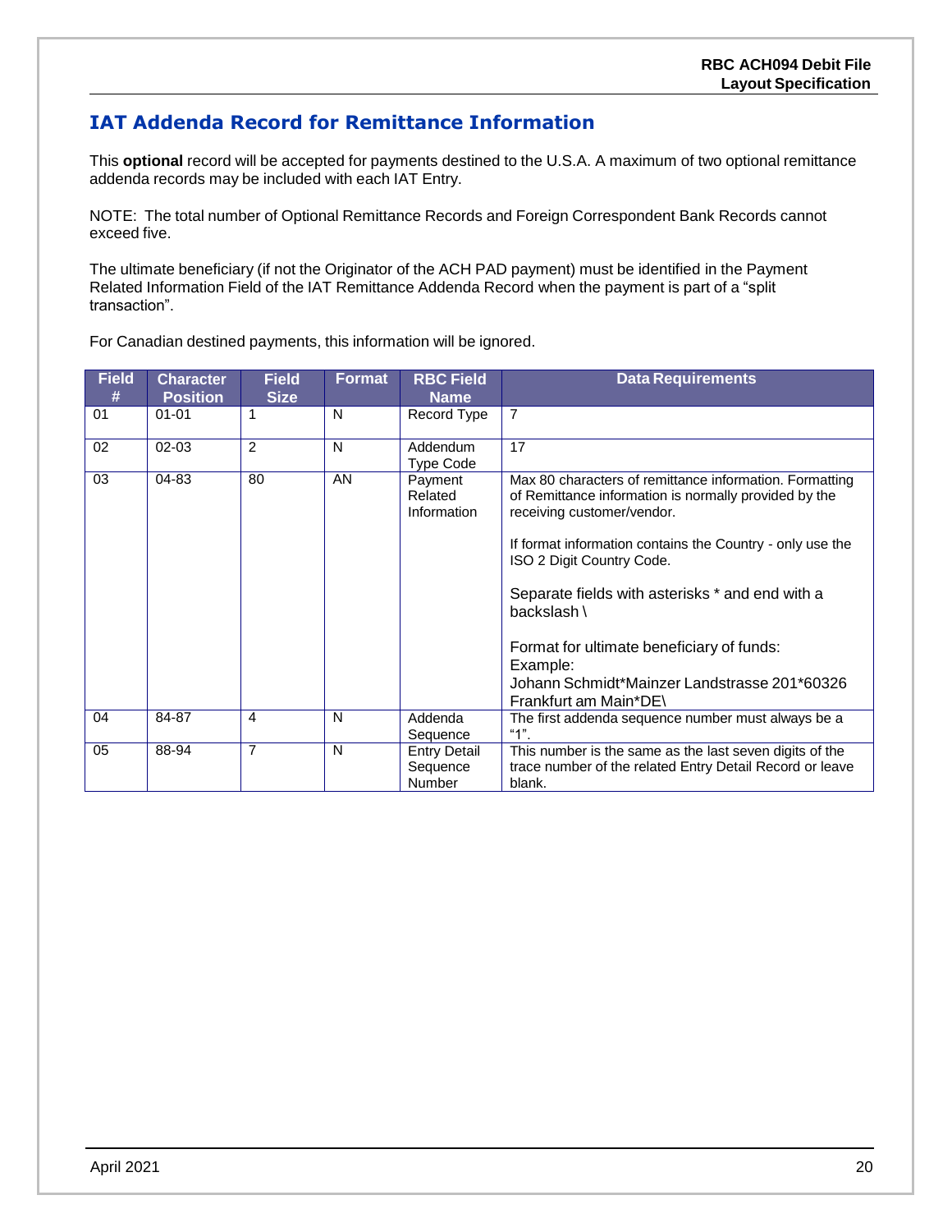## IAT Addenda Record for Remittance Information

This **optional** record will be accepted for payments destined to the U.S.A. A maximum of two optional remittance addenda records may be included with each IAT Entry.

NOTE: The total number of Optional Remittance Records and Foreign Correspondent Bank Records cannot exceed five.

The ultimate beneficiary (if not the Originator of the ACH PAD payment) must be identified in the Payment Related Information Field of the IAT Remittance Addenda Record when the payment is part of a "split transaction".

For Canadian destined payments, this information will be ignored.

| Field # | Character Position | Field Size | Format | RBC Field Name | Data Requirements |
|---|---|---|---|---|---|
| 01 | 01-01 | 1 | N | Record Type | 7 |
| 02 | 02-03 | 2 | N | Addendum Type Code | 17 |
| 03 | 04-83 | 80 | AN | Payment Related Information | Max 80 characters of remittance information. Formatting of Remittance information is normally provided by the receiving customer/vendor.<br><br>If format information contains the Country - only use the ISO 2 Digit Country Code.<br><br>Separate fields with asterisks * and end with a backslash \<br><br>Format for ultimate beneficiary of funds:<br>Example:<br>Johann Schmidt*Mainzer Landstrasse 201*60326 Frankfurt am Main*DE\ |
| 04 | 84-87 | 4 | N | Addenda Sequence | The first addenda sequence number must always be a "1". |
| 05 | 88-94 | 7 | N | Entry Detail Sequence Number | This number is the same as the last seven digits of the trace number of the related Entry Detail Record or leave blank. |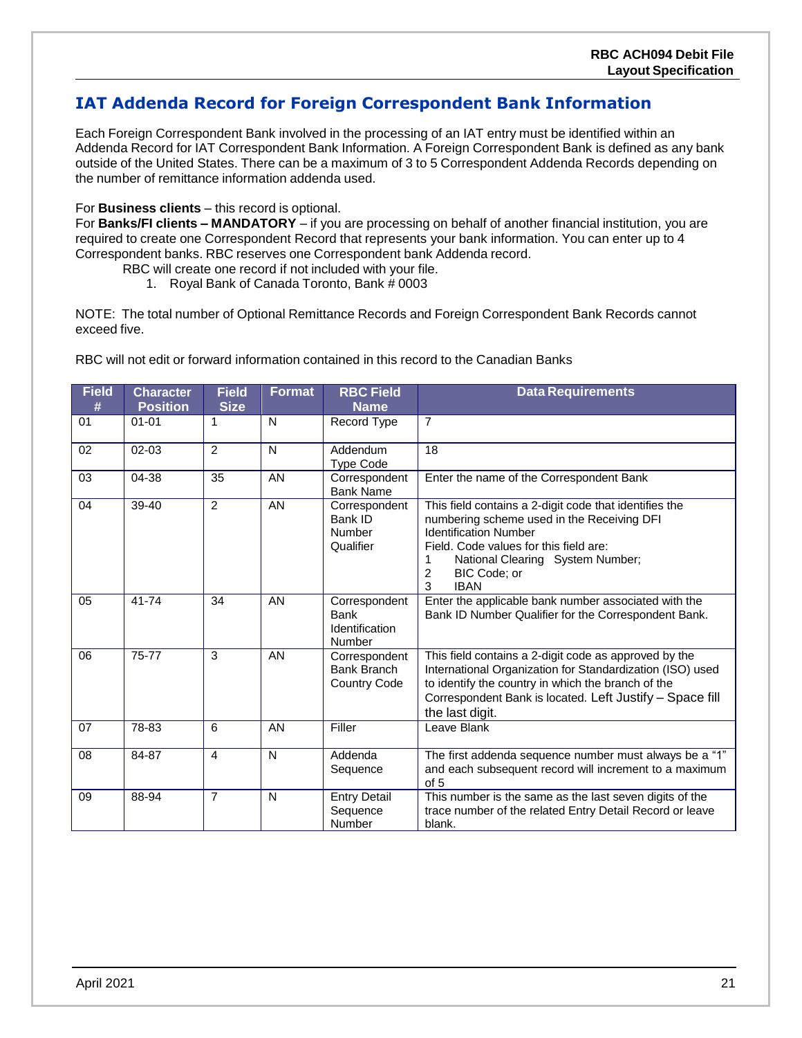## IAT Addenda Record for Foreign Correspondent Bank Information

Each Foreign Correspondent Bank involved in the processing of an IAT entry must be identified within an Addenda Record for IAT Correspondent Bank Information. A Foreign Correspondent Bank is defined as any bank outside of the United States. There can be a maximum of 3 to 5 Correspondent Addenda Records depending on the number of remittance information addenda used.

For **Business clients** – this record is optional.
For **Banks/FI clients – MANDATORY** – if you are processing on behalf of another financial institution, you are required to create one Correspondent Record that represents your bank information. You can enter up to 4 Correspondent banks. RBC reserves one Correspondent bank Addenda record.

RBC will create one record if not included with your file.

1. Royal Bank of Canada Toronto, Bank # 0003

NOTE: The total number of Optional Remittance Records and Foreign Correspondent Bank Records cannot exceed five.

RBC will not edit or forward information contained in this record to the Canadian Banks

| Field # | Character Position | Field Size | Format | RBC Field Name | Data Requirements |
|---|---|---|---|---|---|
| 01 | 01-01 | 1 | N | Record Type | 7 |
| 02 | 02-03 | 2 | N | Addendum Type Code | 18 |
| 03 | 04-38 | 35 | AN | Correspondent Bank Name | Enter the name of the Correspondent Bank |
| 04 | 39-40 | 2 | AN | Correspondent Bank ID Number Qualifier | This field contains a 2-digit code that identifies the numbering scheme used in the Receiving DFI Identification Number Field. Code values for this field are:<br>1 National Clearing System Number;<br>2 BIC Code; or<br>3 IBAN |
| 05 | 41-74 | 34 | AN | Correspondent Bank Identification Number | Enter the applicable bank number associated with the Bank ID Number Qualifier for the Correspondent Bank. |
| 06 | 75-77 | 3 | AN | Correspondent Bank Branch Country Code | This field contains a 2-digit code as approved by the International Organization for Standardization (ISO) used to identify the country in which the branch of the Correspondent Bank is located. Left Justify – Space fill the last digit. |
| 07 | 78-83 | 6 | AN | Filler | Leave Blank |
| 08 | 84-87 | 4 | N | Addenda Sequence | The first addenda sequence number must always be a "1" and each subsequent record will increment to a maximum of 5 |
| 09 | 88-94 | 7 | N | Entry Detail Sequence Number | This number is the same as the last seven digits of the trace number of the related Entry Detail Record or leave blank. |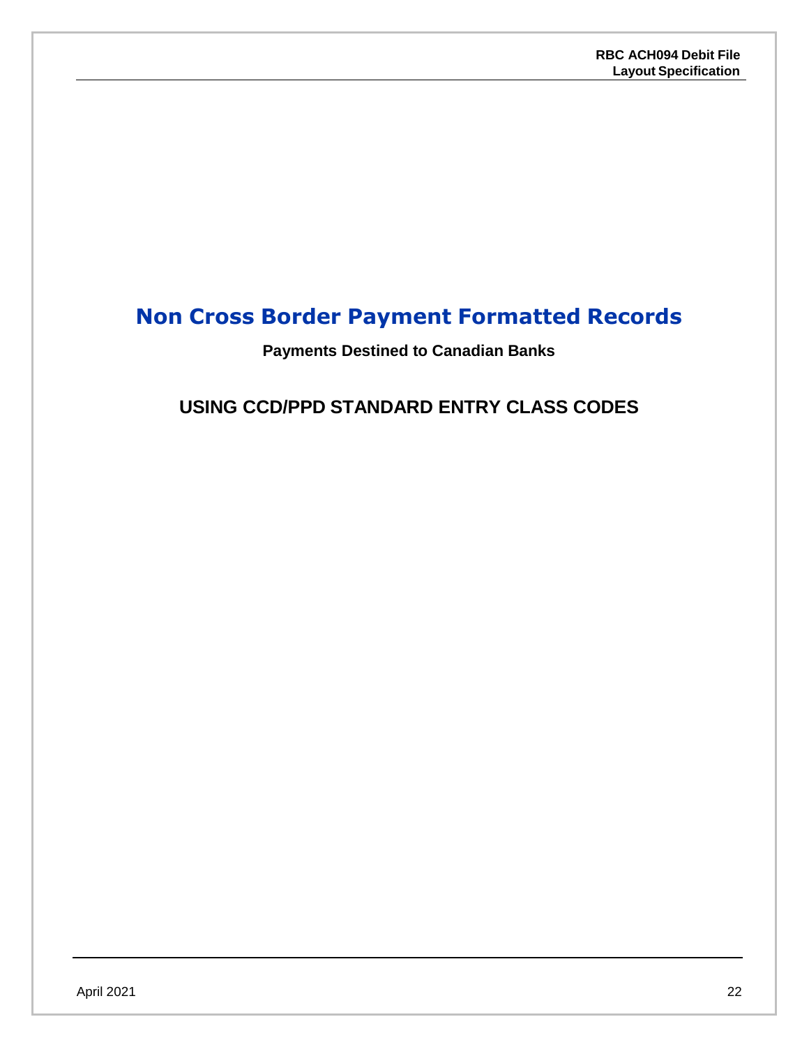# Non Cross Border Payment Formatted Records

**Payments Destined to Canadian Banks**

## USING CCD/PPD STANDARD ENTRY CLASS CODES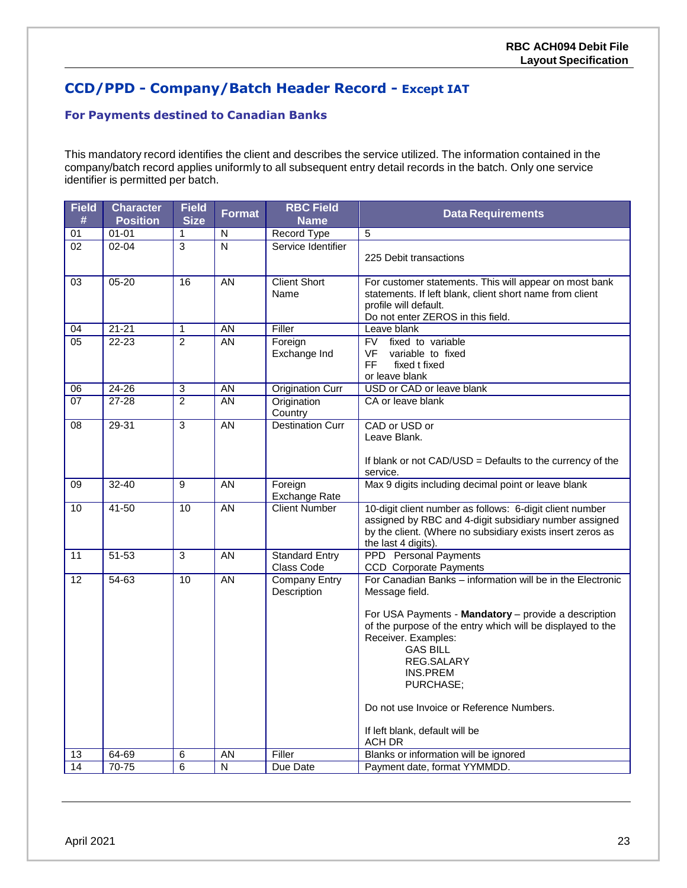## CCD/PPD - Company/Batch Header Record - Except IAT

### For Payments destined to Canadian Banks

This mandatory record identifies the client and describes the service utilized. The information contained in the company/batch record applies uniformly to all subsequent entry detail records in the batch. Only one service identifier is permitted per batch.

| Field # | Character Position | Field Size | Format | RBC Field Name | Data Requirements |
|---|---|---|---|---|---|
| 01 | 01-01 | 1 | N | Record Type | 5 |
| 02 | 02-04 | 3 | N | Service Identifier | 225 Debit transactions |
| 03 | 05-20 | 16 | AN | Client Short Name | For customer statements. This will appear on most bank statements. If left blank, client short name from client profile will default.<br>Do not enter ZEROS in this field. |
| 04 | 21-21 | 1 | AN | Filler | Leave blank |
| 05 | 22-23 | 2 | AN | Foreign Exchange Ind | FV fixed to variable<br>VF variable to fixed<br>FF fixed t fixed<br>or leave blank |
| 06 | 24-26 | 3 | AN | Origination Curr | USD or CAD or leave blank |
| 07 | 27-28 | 2 | AN | Origination Country | CA or leave blank |
| 08 | 29-31 | 3 | AN | Destination Curr | CAD or USD or<br>Leave Blank.<br><br>If blank or not CAD/USD = Defaults to the currency of the service. |
| 09 | 32-40 | 9 | AN | Foreign Exchange Rate | Max 9 digits including decimal point or leave blank |
| 10 | 41-50 | 10 | AN | Client Number | 10-digit client number as follows: 6-digit client number assigned by RBC and 4-digit subsidiary number assigned by the client. (Where no subsidiary exists insert zeros as the last 4 digits). |
| 11 | 51-53 | 3 | AN | Standard Entry Class Code | PPD Personal Payments<br>CCD Corporate Payments |
| 12 | 54-63 | 10 | AN | Company Entry Description | For Canadian Banks – information will be in the Electronic Message field.<br><br>For USA Payments - **Mandatory** – provide a description of the purpose of the entry which will be displayed to the Receiver. Examples:<br>GAS BILL<br>REG.SALARY<br>INS.PREM<br>PURCHASE;<br><br>Do not use Invoice or Reference Numbers.<br><br>If left blank, default will be<br>ACH DR |
| 13 | 64-69 | 6 | AN | Filler | Blanks or information will be ignored |
| 14 | 70-75 | 6 | N | Due Date | Payment date, format YYMMDD. |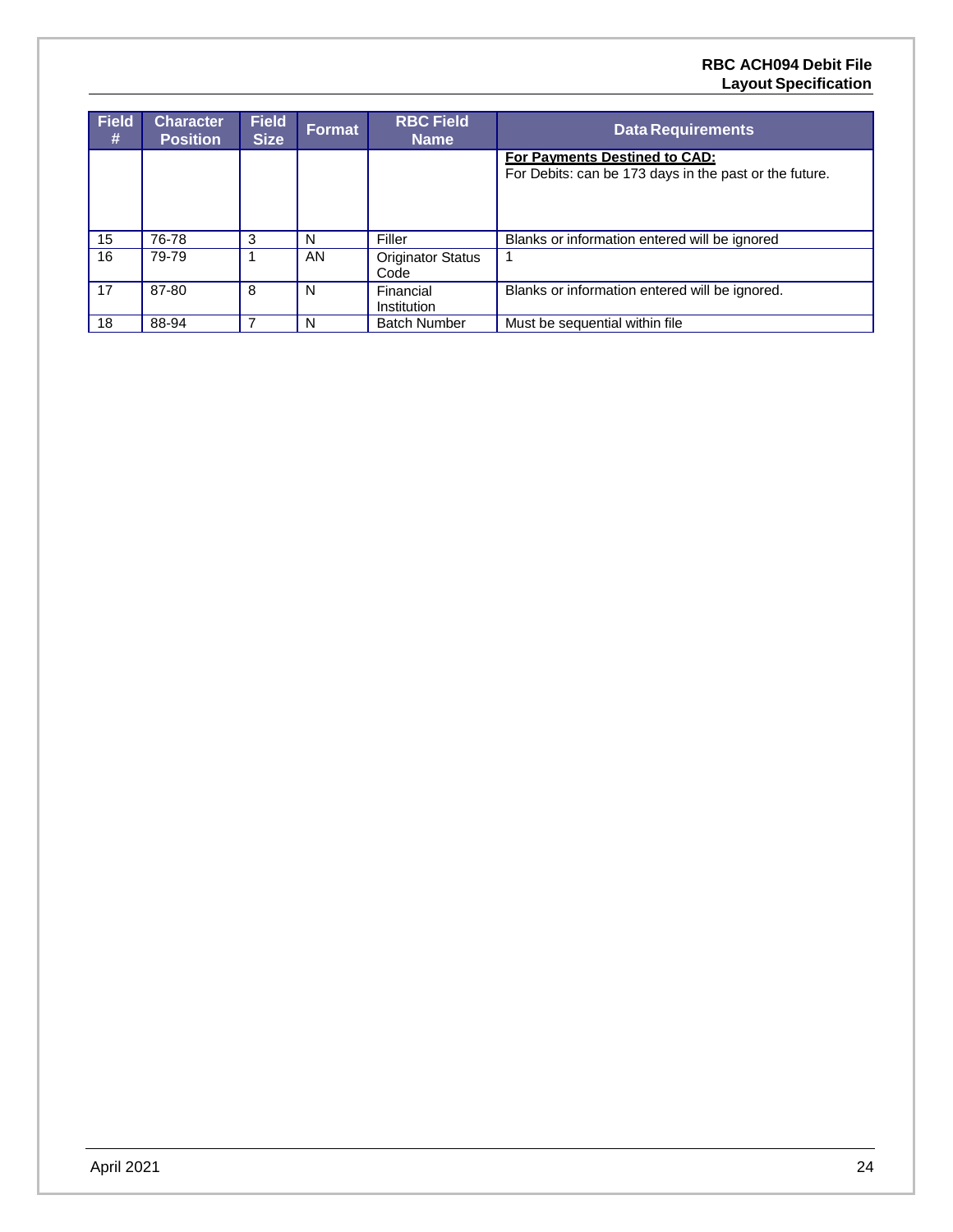| Field # | Character Position | Field Size | Format | RBC Field Name | Data Requirements |
|---|---|---|---|---|---|
| | | | | | **For Payments Destined to CAD:** For Debits: can be 173 days in the past or the future. |
| 15 | 76-78 | 3 | N | Filler | Blanks or information entered will be ignored |
| 16 | 79-79 | 1 | AN | Originator Status Code | 1 |
| 17 | 87-80 | 8 | N | Financial Institution | Blanks or information entered will be ignored. |
| 18 | 88-94 | 7 | N | Batch Number | Must be sequential within file |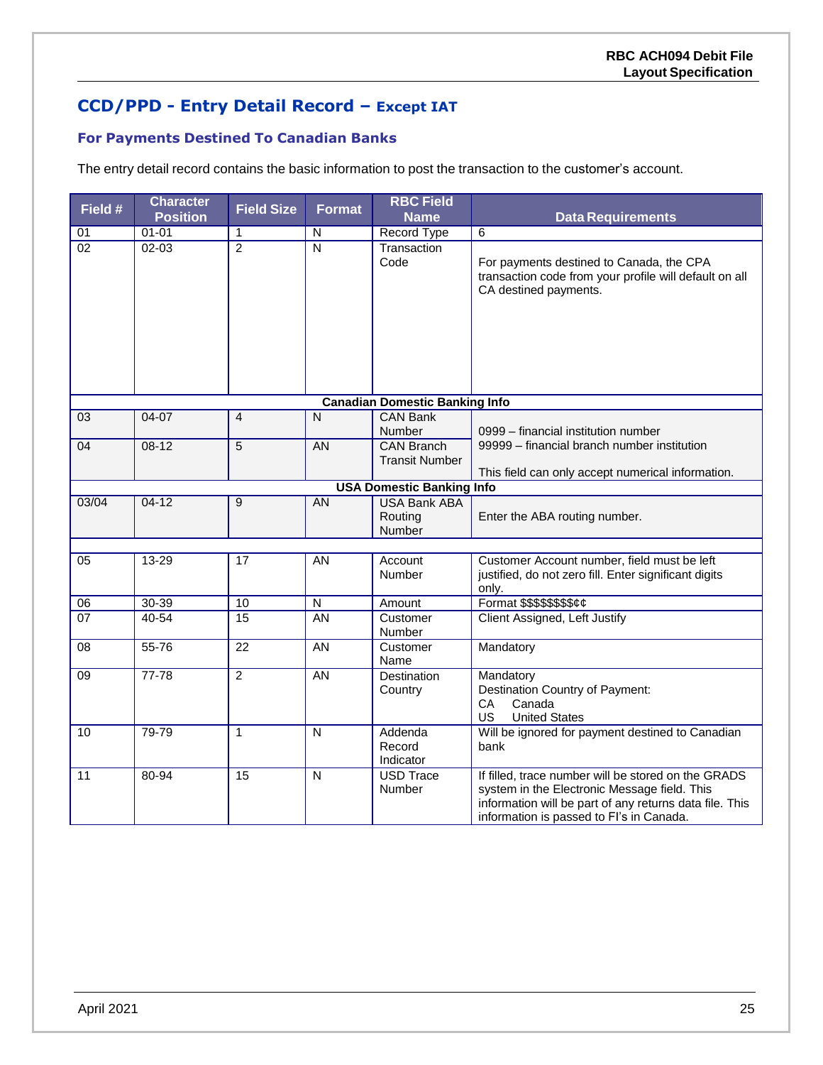## CCD/PPD - Entry Detail Record – Except IAT

### For Payments Destined To Canadian Banks

The entry detail record contains the basic information to post the transaction to the customer's account.

| Field # | Character Position | Field Size | Format | RBC Field Name | Data Requirements |
|---|---|---|---|---|---|
| 01 | 01-01 | 1 | N | Record Type | 6 |
| 02 | 02-03 | 2 | N | Transaction Code | For payments destined to Canada, the CPA transaction code from your profile will default on all CA destined payments. |
| **Canadian Domestic Banking Info** | | | | | |
| 03 | 04-07 | 4 | N | CAN Bank Number | 0999 – financial institution number<br>99999 – financial branch number institution<br><br>This field can only accept numerical information. |
| 04 | 08-12 | 5 | AN | CAN Branch Transit Number | |
| **USA Domestic Banking Info** | | | | | |
| 03/04 | 04-12 | 9 | AN | USA Bank ABA Routing Number | Enter the ABA routing number. |
| 05 | 13-29 | 17 | AN | Account Number | Customer Account number, field must be left justified, do not zero fill. Enter significant digits only. |
| 06 | 30-39 | 10 | N | Amount | Format $$$$$$$$¢¢ |
| 07 | 40-54 | 15 | AN | Customer Number | Client Assigned, Left Justify |
| 08 | 55-76 | 22 | AN | Customer Name | Mandatory |
| 09 | 77-78 | 2 | AN | Destination Country | Mandatory<br>Destination Country of Payment:<br>CA Canada<br>US United States |
| 10 | 79-79 | 1 | N | Addenda Record Indicator | Will be ignored for payment destined to Canadian bank |
| 11 | 80-94 | 15 | N | USD Trace Number | If filled, trace number will be stored on the GRADS system in the Electronic Message field. This information will be part of any returns data file. This information is passed to FI's in Canada. |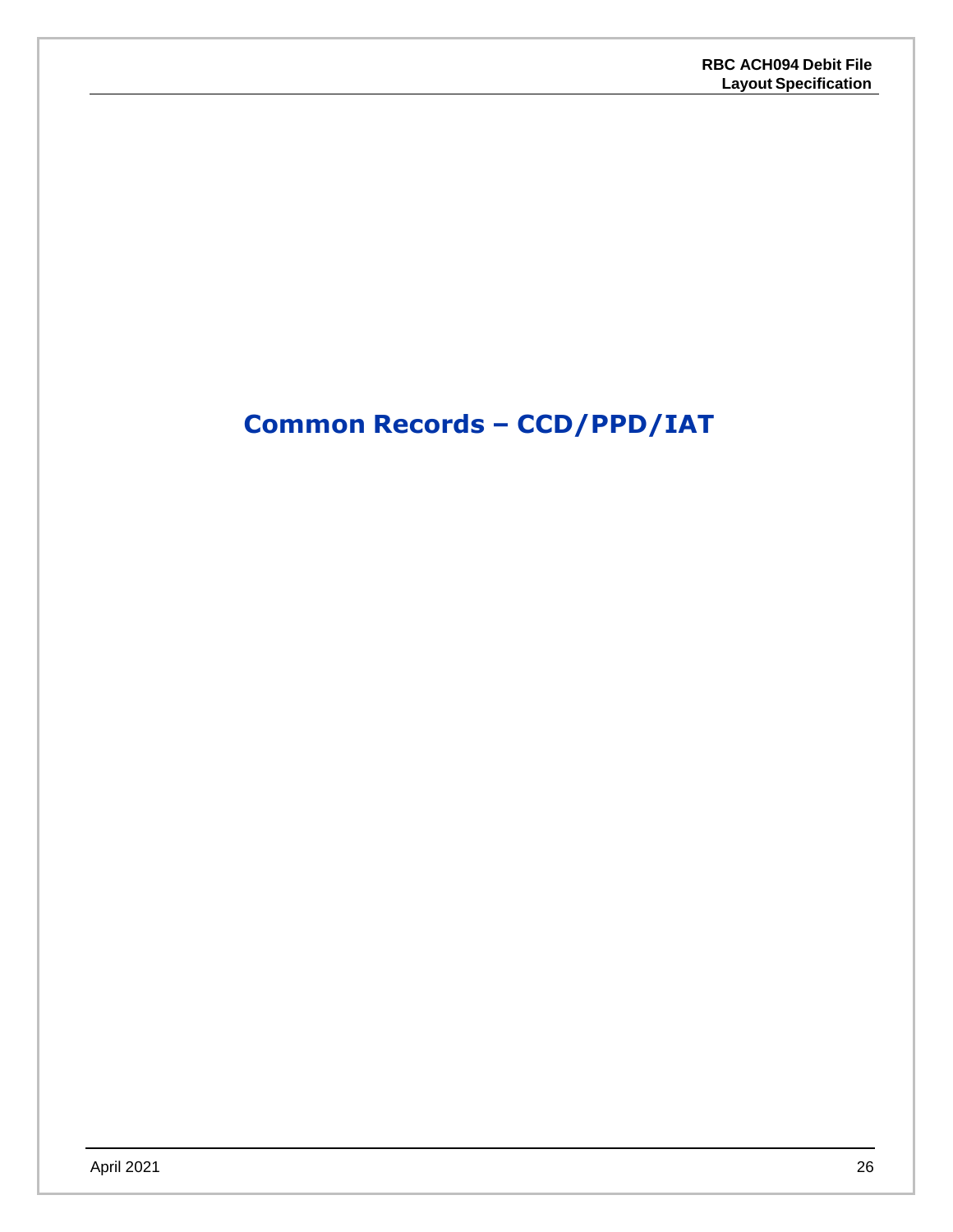# Common Records – CCD/PPD/IAT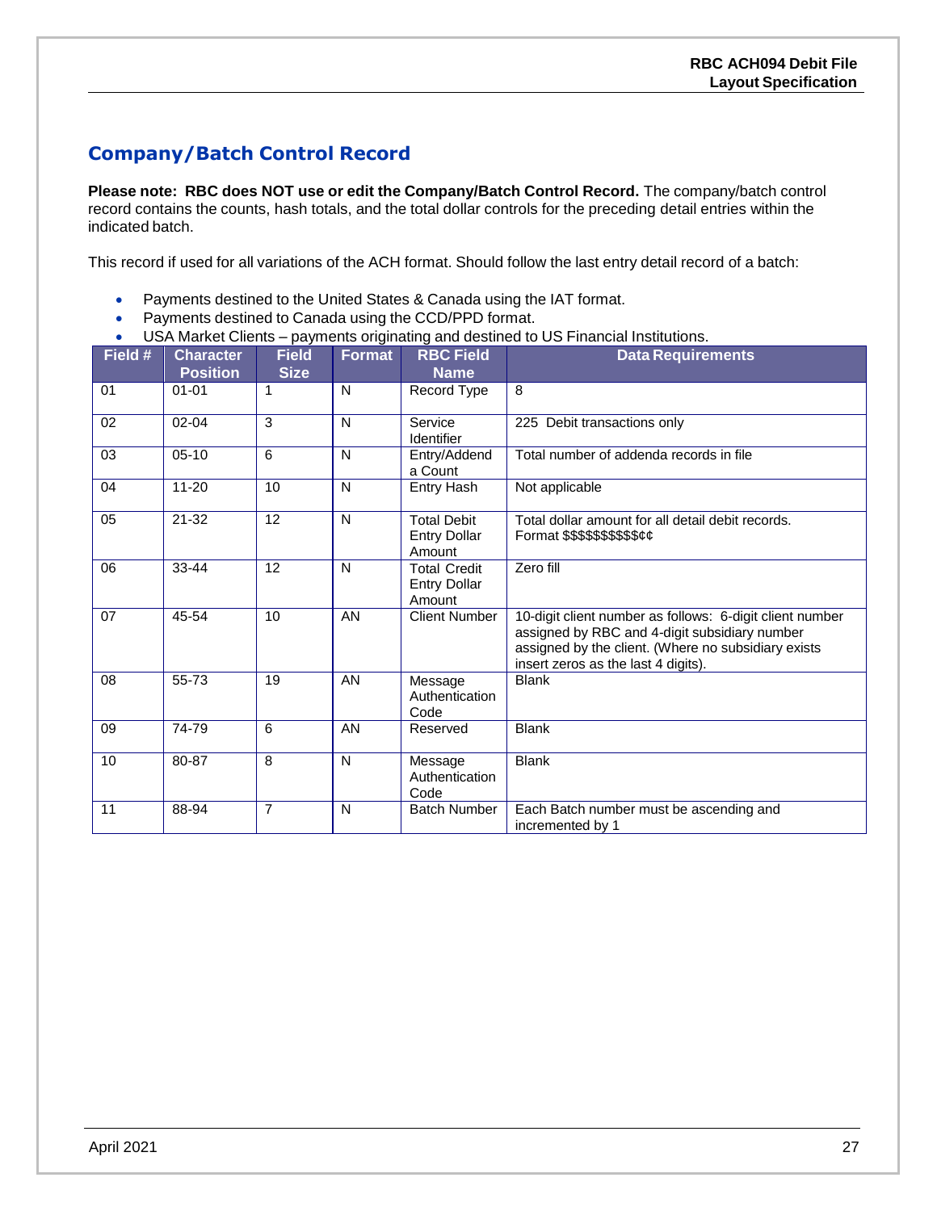## Company/Batch Control Record

**Please note: RBC does NOT use or edit the Company/Batch Control Record.** The company/batch control record contains the counts, hash totals, and the total dollar controls for the preceding detail entries within the indicated batch.

This record if used for all variations of the ACH format. Should follow the last entry detail record of a batch:

- Payments destined to the United States & Canada using the IAT format.
- Payments destined to Canada using the CCD/PPD format.
- USA Market Clients – payments originating and destined to US Financial Institutions.

| Field # | Character Position | Field Size | Format | RBC Field Name | Data Requirements |
|---|---|---|---|---|---|
| 01 | 01-01 | 1 | N | Record Type | 8 |
| 02 | 02-04 | 3 | N | Service Identifier | 225 Debit transactions only |
| 03 | 05-10 | 6 | N | Entry/Addenda Count | Total number of addenda records in file |
| 04 | 11-20 | 10 | N | Entry Hash | Not applicable |
| 05 | 21-32 | 12 | N | Total Debit Entry Dollar Amount | Total dollar amount for all detail debit records. Format $$$$$$$$$$¢¢ |
| 06 | 33-44 | 12 | N | Total Credit Entry Dollar Amount | Zero fill |
| 07 | 45-54 | 10 | AN | Client Number | 10-digit client number as follows: 6-digit client number assigned by RBC and 4-digit subsidiary number assigned by the client. (Where no subsidiary exists insert zeros as the last 4 digits). |
| 08 | 55-73 | 19 | AN | Message Authentication Code | Blank |
| 09 | 74-79 | 6 | AN | Reserved | Blank |
| 10 | 80-87 | 8 | N | Message Authentication Code | Blank |
| 11 | 88-94 | 7 | N | Batch Number | Each Batch number must be ascending and incremented by 1 |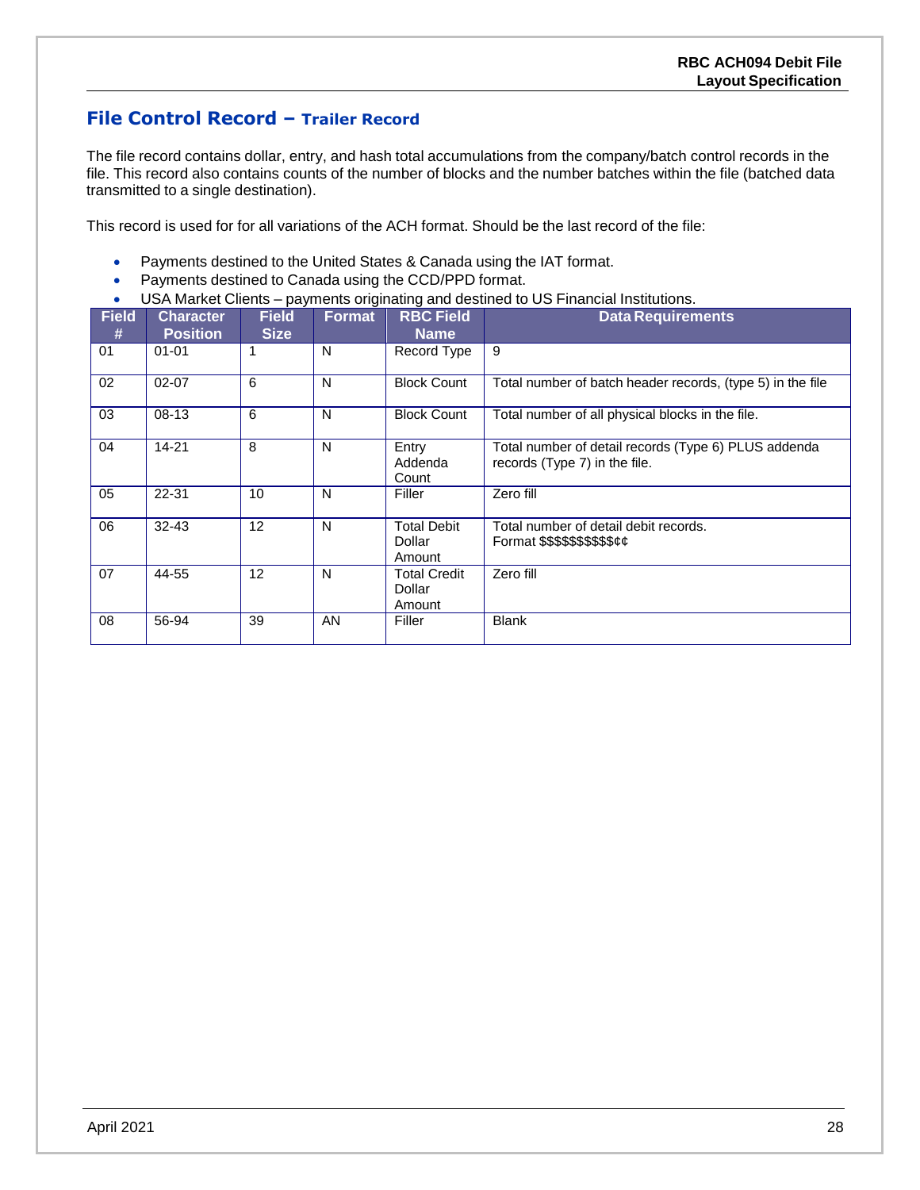## File Control Record – Trailer Record

The file record contains dollar, entry, and hash total accumulations from the company/batch control records in the file. This record also contains counts of the number of blocks and the number batches within the file (batched data transmitted to a single destination).

This record is used for for all variations of the ACH format. Should be the last record of the file:

- Payments destined to the United States & Canada using the IAT format.
- Payments destined to Canada using the CCD/PPD format.
- USA Market Clients – payments originating and destined to US Financial Institutions.

| Field # | Character Position | Field Size | Format | RBC Field Name | Data Requirements |
|---|---|---|---|---|---|
| 01 | 01-01 | 1 | N | Record Type | 9 |
| 02 | 02-07 | 6 | N | Block Count | Total number of batch header records, (type 5) in the file |
| 03 | 08-13 | 6 | N | Block Count | Total number of all physical blocks in the file. |
| 04 | 14-21 | 8 | N | Entry Addenda Count | Total number of detail records (Type 6) PLUS addenda records (Type 7) in the file. |
| 05 | 22-31 | 10 | N | Filler | Zero fill |
| 06 | 32-43 | 12 | N | Total Debit Dollar Amount | Total number of detail debit records. Format $$$$$$$$$$¢¢ |
| 07 | 44-55 | 12 | N | Total Credit Dollar Amount | Zero fill |
| 08 | 56-94 | 39 | AN | Filler | Blank |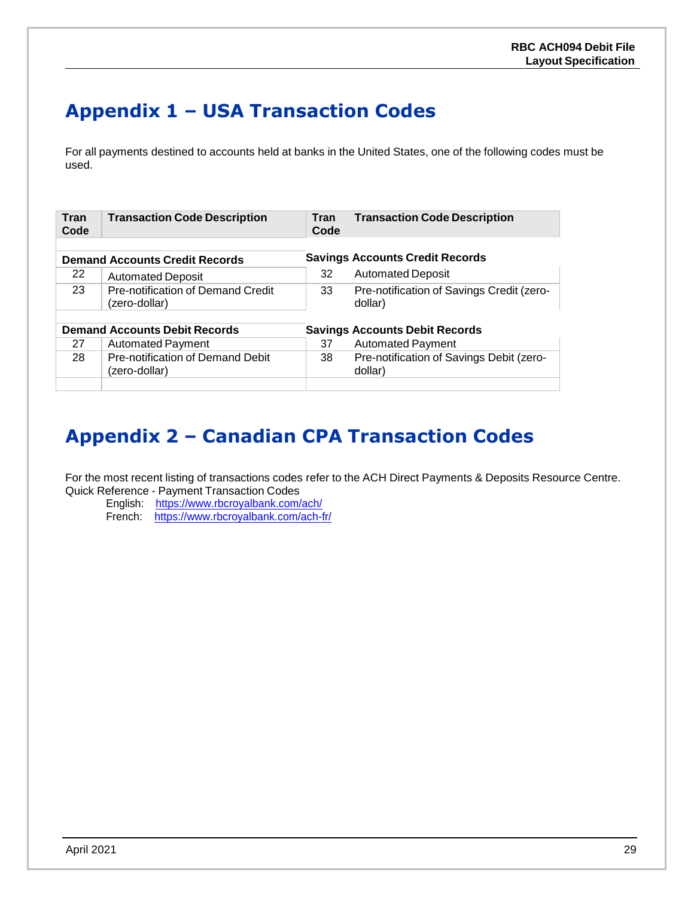# Appendix 1 – USA Transaction Codes

For all payments destined to accounts held at banks in the United States, one of the following codes must be used.

| Tran Code | Transaction Code Description | Tran Code | Transaction Code Description |
|---|---|---|---|
| **Demand Accounts Credit Records** | | **Savings Accounts Credit Records** | |
| 22 | Automated Deposit | 32 | Automated Deposit |
| 23 | Pre-notification of Demand Credit (zero-dollar) | 33 | Pre-notification of Savings Credit (zero-dollar) |
| **Demand Accounts Debit Records** | | **Savings Accounts Debit Records** | |
| 27 | Automated Payment | 37 | Automated Payment |
| 28 | Pre-notification of Demand Debit (zero-dollar) | 38 | Pre-notification of Savings Debit (zero-dollar) |

# Appendix 2 – Canadian CPA Transaction Codes

For the most recent listing of transactions codes refer to the ACH Direct Payments & Deposits Resource Centre.
Quick Reference - Payment Transaction Codes

English: https://www.rbcroyalbank.com/ach/
French: https://www.rbcroyalbank.com/ach-fr/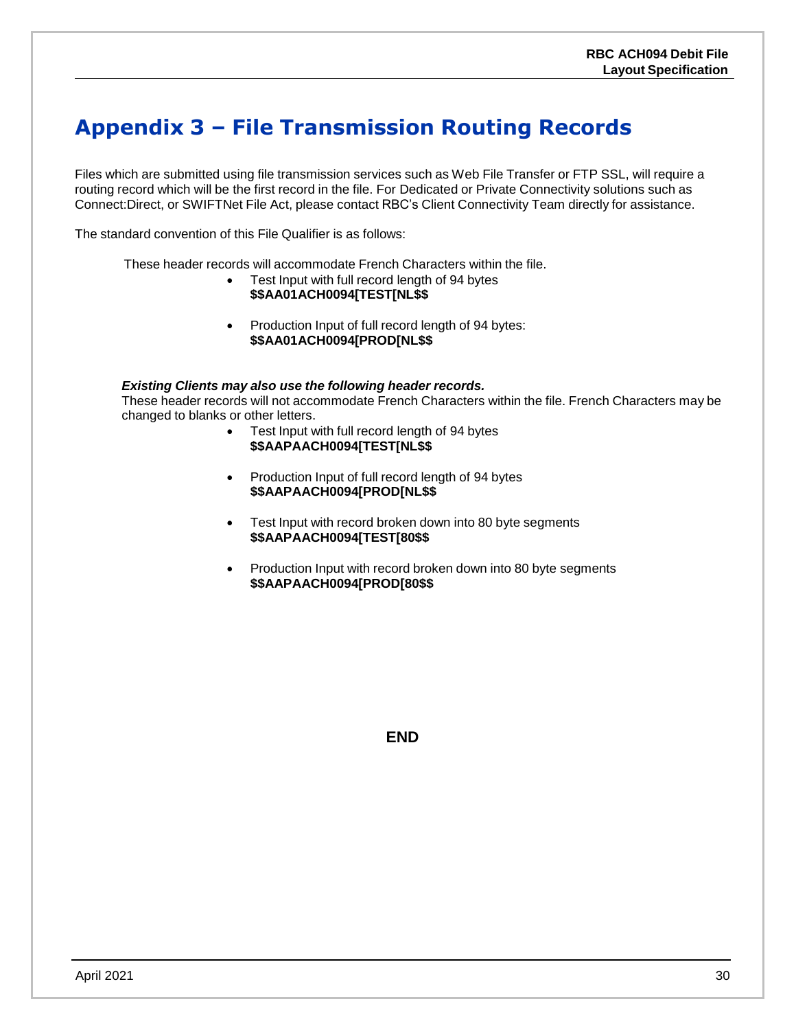# Appendix 3 – File Transmission Routing Records

Files which are submitted using file transmission services such as Web File Transfer or FTP SSL, will require a routing record which will be the first record in the file. For Dedicated or Private Connectivity solutions such as Connect:Direct, or SWIFTNet File Act, please contact RBC's Client Connectivity Team directly for assistance.

The standard convention of this File Qualifier is as follows:

These header records will accommodate French Characters within the file.

- Test Input with full record length of 94 bytes
  **$$AA01ACH0094[TEST[NL$$**

- Production Input of full record length of 94 bytes:
  **$$AA01ACH0094[PROD[NL$$**

***Existing Clients may also use the following header records.***

These header records will not accommodate French Characters within the file. French Characters may be changed to blanks or other letters.

- Test Input with full record length of 94 bytes
  **$$AAPAACH0094[TEST[NL$$**

- Production Input of full record length of 94 bytes
  **$$AAPAACH0094[PROD[NL$$**

- Test Input with record broken down into 80 byte segments
  **$$AAPAACH0094[TEST[80$$**

- Production Input with record broken down into 80 byte segments
  **$$AAPAACH0094[PROD[80$$**

**END**